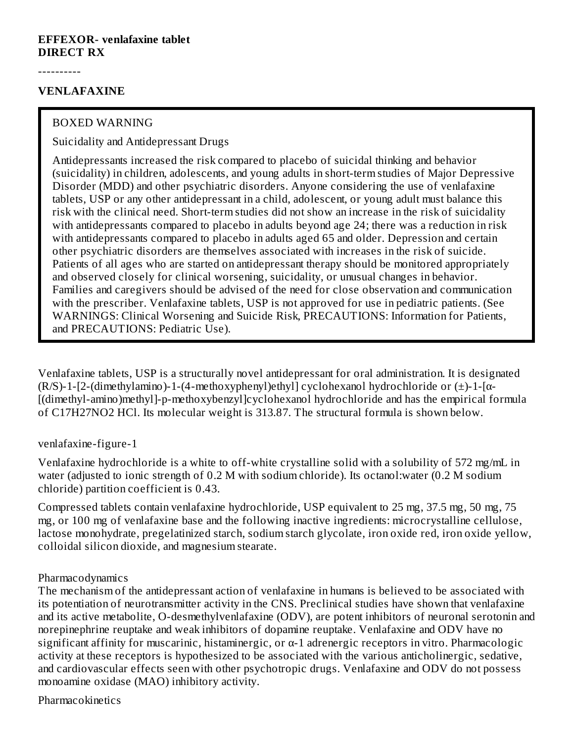**EFFEXOR- venlafaxine tablet**
**DIRECT RX**

----------

**VENLAFAXINE**

BOXED WARNING

Suicidality and Antidepressant Drugs

Antidepressants increased the risk compared to placebo of suicidal thinking and behavior (suicidality) in children, adolescents, and young adults in short-term studies of Major Depressive Disorder (MDD) and other psychiatric disorders. Anyone considering the use of venlafaxine tablets, USP or any other antidepressant in a child, adolescent, or young adult must balance this risk with the clinical need. Short-term studies did not show an increase in the risk of suicidality with antidepressants compared to placebo in adults beyond age 24; there was a reduction in risk with antidepressants compared to placebo in adults aged 65 and older. Depression and certain other psychiatric disorders are themselves associated with increases in the risk of suicide. Patients of all ages who are started on antidepressant therapy should be monitored appropriately and observed closely for clinical worsening, suicidality, or unusual changes in behavior. Families and caregivers should be advised of the need for close observation and communication with the prescriber. Venlafaxine tablets, USP is not approved for use in pediatric patients. (See WARNINGS: Clinical Worsening and Suicide Risk, PRECAUTIONS: Information for Patients, and PRECAUTIONS: Pediatric Use).

Venlafaxine tablets, USP is a structurally novel antidepressant for oral administration. It is designated (R/S)-1-[2-(dimethylamino)-1-(4-methoxyphenyl)ethyl] cyclohexanol hydrochloride or (±)-1-[α-[(dimethyl-amino)methyl]-p-methoxybenzyl]cyclohexanol hydrochloride and has the empirical formula of $C_{17}H_{27}NO_2$ HCl. Its molecular weight is 313.87. The structural formula is shown below.

venlafaxine-figure-1

Venlafaxine hydrochloride is a white to off-white crystalline solid with a solubility of 572 mg/mL in water (adjusted to ionic strength of 0.2 M with sodium chloride). Its octanol:water (0.2 M sodium chloride) partition coefficient is 0.43.

Compressed tablets contain venlafaxine hydrochloride, USP equivalent to 25 mg, 37.5 mg, 50 mg, 75 mg, or 100 mg of venlafaxine base and the following inactive ingredients: microcrystalline cellulose, lactose monohydrate, pregelatinized starch, sodium starch glycolate, iron oxide red, iron oxide yellow, colloidal silicon dioxide, and magnesium stearate.

Pharmacodynamics

The mechanism of the antidepressant action of venlafaxine in humans is believed to be associated with its potentiation of neurotransmitter activity in the CNS. Preclinical studies have shown that venlafaxine and its active metabolite, O-desmethylvenlafaxine (ODV), are potent inhibitors of neuronal serotonin and norepinephrine reuptake and weak inhibitors of dopamine reuptake. Venlafaxine and ODV have no significant affinity for muscarinic, histaminergic, or α-1 adrenergic receptors in vitro. Pharmacologic activity at these receptors is hypothesized to be associated with the various anticholinergic, sedative, and cardiovascular effects seen with other psychotropic drugs. Venlafaxine and ODV do not possess monoamine oxidase (MAO) inhibitory activity.

Pharmacokinetics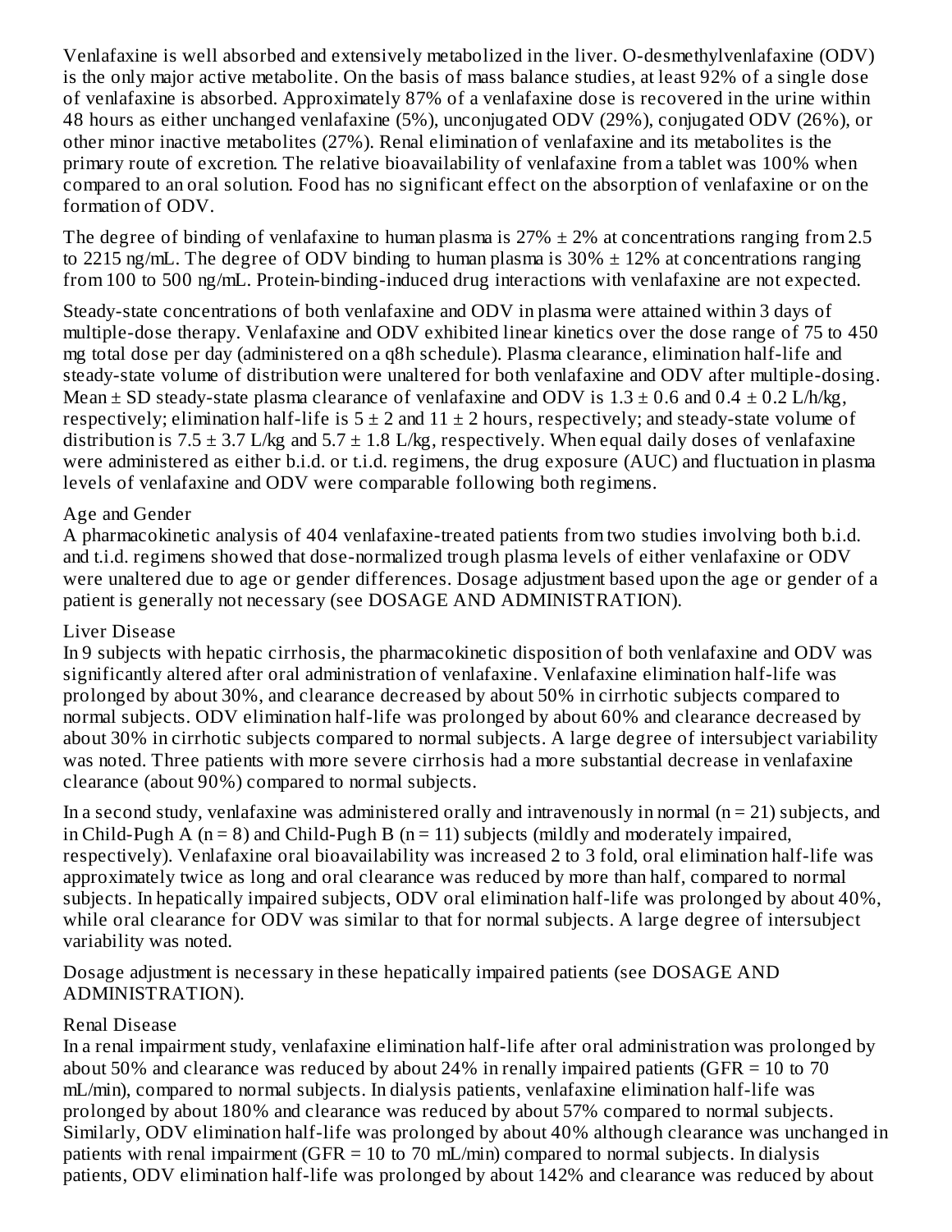Venlafaxine is well absorbed and extensively metabolized in the liver. O-desmethylvenlafaxine (ODV) is the only major active metabolite. On the basis of mass balance studies, at least 92% of a single dose of venlafaxine is absorbed. Approximately 87% of a venlafaxine dose is recovered in the urine within 48 hours as either unchanged venlafaxine (5%), unconjugated ODV (29%), conjugated ODV (26%), or other minor inactive metabolites (27%). Renal elimination of venlafaxine and its metabolites is the primary route of excretion. The relative bioavailability of venlafaxine from a tablet was 100% when compared to an oral solution. Food has no significant effect on the absorption of venlafaxine or on the formation of ODV.

The degree of binding of venlafaxine to human plasma is 27% ± 2% at concentrations ranging from 2.5 to 2215 ng/mL. The degree of ODV binding to human plasma is 30% ± 12% at concentrations ranging from 100 to 500 ng/mL. Protein-binding-induced drug interactions with venlafaxine are not expected.

Steady-state concentrations of both venlafaxine and ODV in plasma were attained within 3 days of multiple-dose therapy. Venlafaxine and ODV exhibited linear kinetics over the dose range of 75 to 450 mg total dose per day (administered on a q8h schedule). Plasma clearance, elimination half-life and steady-state volume of distribution were unaltered for both venlafaxine and ODV after multiple-dosing. Mean ± SD steady-state plasma clearance of venlafaxine and ODV is 1.3 ± 0.6 and 0.4 ± 0.2 L/h/kg, respectively; elimination half-life is 5 ± 2 and 11 ± 2 hours, respectively; and steady-state volume of distribution is 7.5 ± 3.7 L/kg and 5.7 ± 1.8 L/kg, respectively. When equal daily doses of venlafaxine were administered as either b.i.d. or t.i.d. regimens, the drug exposure (AUC) and fluctuation in plasma levels of venlafaxine and ODV were comparable following both regimens.

Age and Gender

A pharmacokinetic analysis of 404 venlafaxine-treated patients from two studies involving both b.i.d. and t.i.d. regimens showed that dose-normalized trough plasma levels of either venlafaxine or ODV were unaltered due to age or gender differences. Dosage adjustment based upon the age or gender of a patient is generally not necessary (see DOSAGE AND ADMINISTRATION).

Liver Disease

In 9 subjects with hepatic cirrhosis, the pharmacokinetic disposition of both venlafaxine and ODV was significantly altered after oral administration of venlafaxine. Venlafaxine elimination half-life was prolonged by about 30%, and clearance decreased by about 50% in cirrhotic subjects compared to normal subjects. ODV elimination half-life was prolonged by about 60% and clearance decreased by about 30% in cirrhotic subjects compared to normal subjects. A large degree of intersubject variability was noted. Three patients with more severe cirrhosis had a more substantial decrease in venlafaxine clearance (about 90%) compared to normal subjects.

In a second study, venlafaxine was administered orally and intravenously in normal (n = 21) subjects, and in Child-Pugh A (n = 8) and Child-Pugh B (n = 11) subjects (mildly and moderately impaired, respectively). Venlafaxine oral bioavailability was increased 2 to 3 fold, oral elimination half-life was approximately twice as long and oral clearance was reduced by more than half, compared to normal subjects. In hepatically impaired subjects, ODV oral elimination half-life was prolonged by about 40%, while oral clearance for ODV was similar to that for normal subjects. A large degree of intersubject variability was noted.

Dosage adjustment is necessary in these hepatically impaired patients (see DOSAGE AND ADMINISTRATION).

Renal Disease

In a renal impairment study, venlafaxine elimination half-life after oral administration was prolonged by about 50% and clearance was reduced by about 24% in renally impaired patients (GFR = 10 to 70 mL/min), compared to normal subjects. In dialysis patients, venlafaxine elimination half-life was prolonged by about 180% and clearance was reduced by about 57% compared to normal subjects. Similarly, ODV elimination half-life was prolonged by about 40% although clearance was unchanged in patients with renal impairment (GFR = 10 to 70 mL/min) compared to normal subjects. In dialysis patients, ODV elimination half-life was prolonged by about 142% and clearance was reduced by about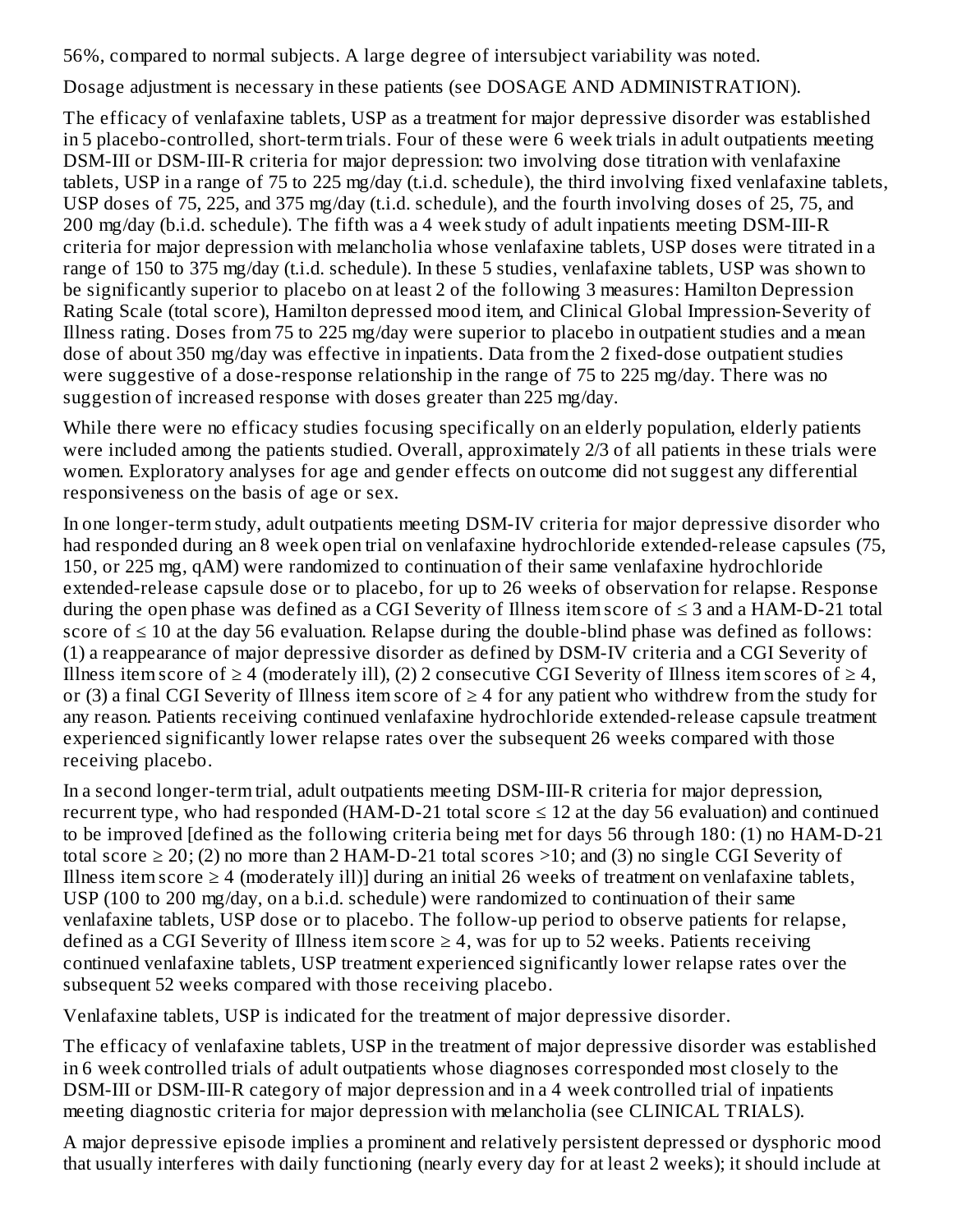56%, compared to normal subjects. A large degree of intersubject variability was noted.

Dosage adjustment is necessary in these patients (see DOSAGE AND ADMINISTRATION).

The efficacy of venlafaxine tablets, USP as a treatment for major depressive disorder was established in 5 placebo-controlled, short-term trials. Four of these were 6 week trials in adult outpatients meeting DSM-III or DSM-III-R criteria for major depression: two involving dose titration with venlafaxine tablets, USP in a range of 75 to 225 mg/day (t.i.d. schedule), the third involving fixed venlafaxine tablets, USP doses of 75, 225, and 375 mg/day (t.i.d. schedule), and the fourth involving doses of 25, 75, and 200 mg/day (b.i.d. schedule). The fifth was a 4 week study of adult inpatients meeting DSM-III-R criteria for major depression with melancholia whose venlafaxine tablets, USP doses were titrated in a range of 150 to 375 mg/day (t.i.d. schedule). In these 5 studies, venlafaxine tablets, USP was shown to be significantly superior to placebo on at least 2 of the following 3 measures: Hamilton Depression Rating Scale (total score), Hamilton depressed mood item, and Clinical Global Impression-Severity of Illness rating. Doses from 75 to 225 mg/day were superior to placebo in outpatient studies and a mean dose of about 350 mg/day was effective in inpatients. Data from the 2 fixed-dose outpatient studies were suggestive of a dose-response relationship in the range of 75 to 225 mg/day. There was no suggestion of increased response with doses greater than 225 mg/day.

While there were no efficacy studies focusing specifically on an elderly population, elderly patients were included among the patients studied. Overall, approximately 2/3 of all patients in these trials were women. Exploratory analyses for age and gender effects on outcome did not suggest any differential responsiveness on the basis of age or sex.

In one longer-term study, adult outpatients meeting DSM-IV criteria for major depressive disorder who had responded during an 8 week open trial on venlafaxine hydrochloride extended-release capsules (75, 150, or 225 mg, qAM) were randomized to continuation of their same venlafaxine hydrochloride extended-release capsule dose or to placebo, for up to 26 weeks of observation for relapse. Response during the open phase was defined as a CGI Severity of Illness item score of ≤ 3 and a HAM-D-21 total score of ≤ 10 at the day 56 evaluation. Relapse during the double-blind phase was defined as follows: (1) a reappearance of major depressive disorder as defined by DSM-IV criteria and a CGI Severity of Illness item score of ≥ 4 (moderately ill), (2) 2 consecutive CGI Severity of Illness item scores of ≥ 4, or (3) a final CGI Severity of Illness item score of ≥ 4 for any patient who withdrew from the study for any reason. Patients receiving continued venlafaxine hydrochloride extended-release capsule treatment experienced significantly lower relapse rates over the subsequent 26 weeks compared with those receiving placebo.

In a second longer-term trial, adult outpatients meeting DSM-III-R criteria for major depression, recurrent type, who had responded (HAM-D-21 total score ≤ 12 at the day 56 evaluation) and continued to be improved [defined as the following criteria being met for days 56 through 180: (1) no HAM-D-21 total score ≥ 20; (2) no more than 2 HAM-D-21 total scores >10; and (3) no single CGI Severity of Illness item score ≥ 4 (moderately ill)] during an initial 26 weeks of treatment on venlafaxine tablets, USP (100 to 200 mg/day, on a b.i.d. schedule) were randomized to continuation of their same venlafaxine tablets, USP dose or to placebo. The follow-up period to observe patients for relapse, defined as a CGI Severity of Illness item score ≥ 4, was for up to 52 weeks. Patients receiving continued venlafaxine tablets, USP treatment experienced significantly lower relapse rates over the subsequent 52 weeks compared with those receiving placebo.

Venlafaxine tablets, USP is indicated for the treatment of major depressive disorder.

The efficacy of venlafaxine tablets, USP in the treatment of major depressive disorder was established in 6 week controlled trials of adult outpatients whose diagnoses corresponded most closely to the DSM-III or DSM-III-R category of major depression and in a 4 week controlled trial of inpatients meeting diagnostic criteria for major depression with melancholia (see CLINICAL TRIALS).

A major depressive episode implies a prominent and relatively persistent depressed or dysphoric mood that usually interferes with daily functioning (nearly every day for at least 2 weeks); it should include at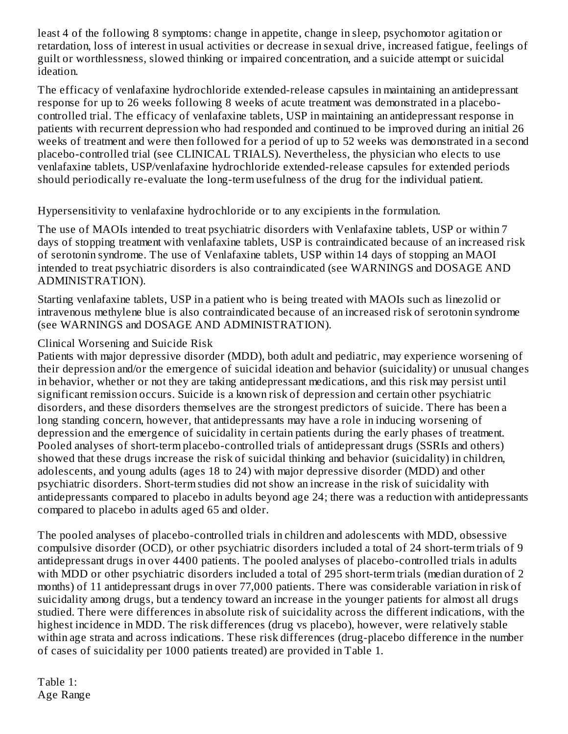least 4 of the following 8 symptoms: change in appetite, change in sleep, psychomotor agitation or retardation, loss of interest in usual activities or decrease in sexual drive, increased fatigue, feelings of guilt or worthlessness, slowed thinking or impaired concentration, and a suicide attempt or suicidal ideation.

The efficacy of venlafaxine hydrochloride extended-release capsules in maintaining an antidepressant response for up to 26 weeks following 8 weeks of acute treatment was demonstrated in a placebo-controlled trial. The efficacy of venlafaxine tablets, USP in maintaining an antidepressant response in patients with recurrent depression who had responded and continued to be improved during an initial 26 weeks of treatment and were then followed for a period of up to 52 weeks was demonstrated in a second placebo-controlled trial (see CLINICAL TRIALS). Nevertheless, the physician who elects to use venlafaxine tablets, USP/venlafaxine hydrochloride extended-release capsules for extended periods should periodically re-evaluate the long-term usefulness of the drug for the individual patient.

Hypersensitivity to venlafaxine hydrochloride or to any excipients in the formulation.

The use of MAOIs intended to treat psychiatric disorders with Venlafaxine tablets, USP or within 7 days of stopping treatment with venlafaxine tablets, USP is contraindicated because of an increased risk of serotonin syndrome. The use of Venlafaxine tablets, USP within 14 days of stopping an MAOI intended to treat psychiatric disorders is also contraindicated (see WARNINGS and DOSAGE AND ADMINISTRATION).

Starting venlafaxine tablets, USP in a patient who is being treated with MAOIs such as linezolid or intravenous methylene blue is also contraindicated because of an increased risk of serotonin syndrome (see WARNINGS and DOSAGE AND ADMINISTRATION).

Clinical Worsening and Suicide Risk

Patients with major depressive disorder (MDD), both adult and pediatric, may experience worsening of their depression and/or the emergence of suicidal ideation and behavior (suicidality) or unusual changes in behavior, whether or not they are taking antidepressant medications, and this risk may persist until significant remission occurs. Suicide is a known risk of depression and certain other psychiatric disorders, and these disorders themselves are the strongest predictors of suicide. There has been a long standing concern, however, that antidepressants may have a role in inducing worsening of depression and the emergence of suicidality in certain patients during the early phases of treatment. Pooled analyses of short-term placebo-controlled trials of antidepressant drugs (SSRIs and others) showed that these drugs increase the risk of suicidal thinking and behavior (suicidality) in children, adolescents, and young adults (ages 18 to 24) with major depressive disorder (MDD) and other psychiatric disorders. Short-term studies did not show an increase in the risk of suicidality with antidepressants compared to placebo in adults beyond age 24; there was a reduction with antidepressants compared to placebo in adults aged 65 and older.

The pooled analyses of placebo-controlled trials in children and adolescents with MDD, obsessive compulsive disorder (OCD), or other psychiatric disorders included a total of 24 short-term trials of 9 antidepressant drugs in over 4400 patients. The pooled analyses of placebo-controlled trials in adults with MDD or other psychiatric disorders included a total of 295 short-term trials (median duration of 2 months) of 11 antidepressant drugs in over 77,000 patients. There was considerable variation in risk of suicidality among drugs, but a tendency toward an increase in the younger patients for almost all drugs studied. There were differences in absolute risk of suicidality across the different indications, with the highest incidence in MDD. The risk differences (drug vs placebo), however, were relatively stable within age strata and across indications. These risk differences (drug-placebo difference in the number of cases of suicidality per 1000 patients treated) are provided in Table 1.

Table 1:
Age Range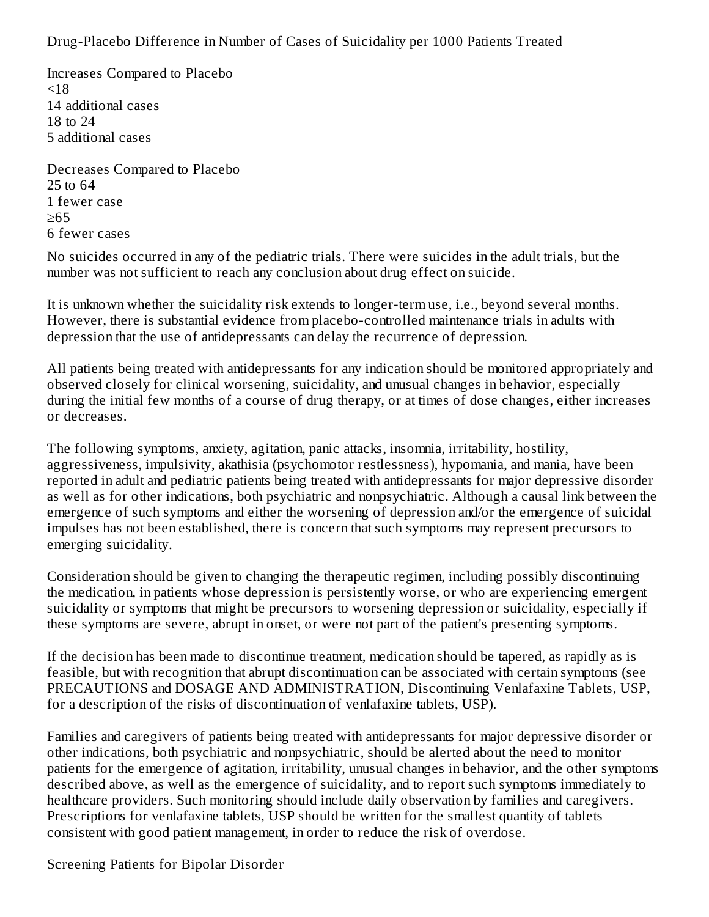Drug-Placebo Difference in Number of Cases of Suicidality per 1000 Patients Treated

| Age Range | Drug-Placebo Difference in Number of Cases of Suicidality per 1000 Patients Treated |
| --- | --- |
| | Increases Compared to Placebo |
| <18 | 14 additional cases |
| 18 to 24 | 5 additional cases |
| | Decreases Compared to Placebo |
| 25 to 64 | 1 fewer case |
| ≥65 | 6 fewer cases |

No suicides occurred in any of the pediatric trials. There were suicides in the adult trials, but the number was not sufficient to reach any conclusion about drug effect on suicide.

It is unknown whether the suicidality risk extends to longer-term use, i.e., beyond several months. However, there is substantial evidence from placebo-controlled maintenance trials in adults with depression that the use of antidepressants can delay the recurrence of depression.

All patients being treated with antidepressants for any indication should be monitored appropriately and observed closely for clinical worsening, suicidality, and unusual changes in behavior, especially during the initial few months of a course of drug therapy, or at times of dose changes, either increases or decreases.

The following symptoms, anxiety, agitation, panic attacks, insomnia, irritability, hostility, aggressiveness, impulsivity, akathisia (psychomotor restlessness), hypomania, and mania, have been reported in adult and pediatric patients being treated with antidepressants for major depressive disorder as well as for other indications, both psychiatric and nonpsychiatric. Although a causal link between the emergence of such symptoms and either the worsening of depression and/or the emergence of suicidal impulses has not been established, there is concern that such symptoms may represent precursors to emerging suicidality.

Consideration should be given to changing the therapeutic regimen, including possibly discontinuing the medication, in patients whose depression is persistently worse, or who are experiencing emergent suicidality or symptoms that might be precursors to worsening depression or suicidality, especially if these symptoms are severe, abrupt in onset, or were not part of the patient's presenting symptoms.

If the decision has been made to discontinue treatment, medication should be tapered, as rapidly as is feasible, but with recognition that abrupt discontinuation can be associated with certain symptoms (see PRECAUTIONS and DOSAGE AND ADMINISTRATION, Discontinuing Venlafaxine Tablets, USP, for a description of the risks of discontinuation of venlafaxine tablets, USP).

Families and caregivers of patients being treated with antidepressants for major depressive disorder or other indications, both psychiatric and nonpsychiatric, should be alerted about the need to monitor patients for the emergence of agitation, irritability, unusual changes in behavior, and the other symptoms described above, as well as the emergence of suicidality, and to report such symptoms immediately to healthcare providers. Such monitoring should include daily observation by families and caregivers. Prescriptions for venlafaxine tablets, USP should be written for the smallest quantity of tablets consistent with good patient management, in order to reduce the risk of overdose.

Screening Patients for Bipolar Disorder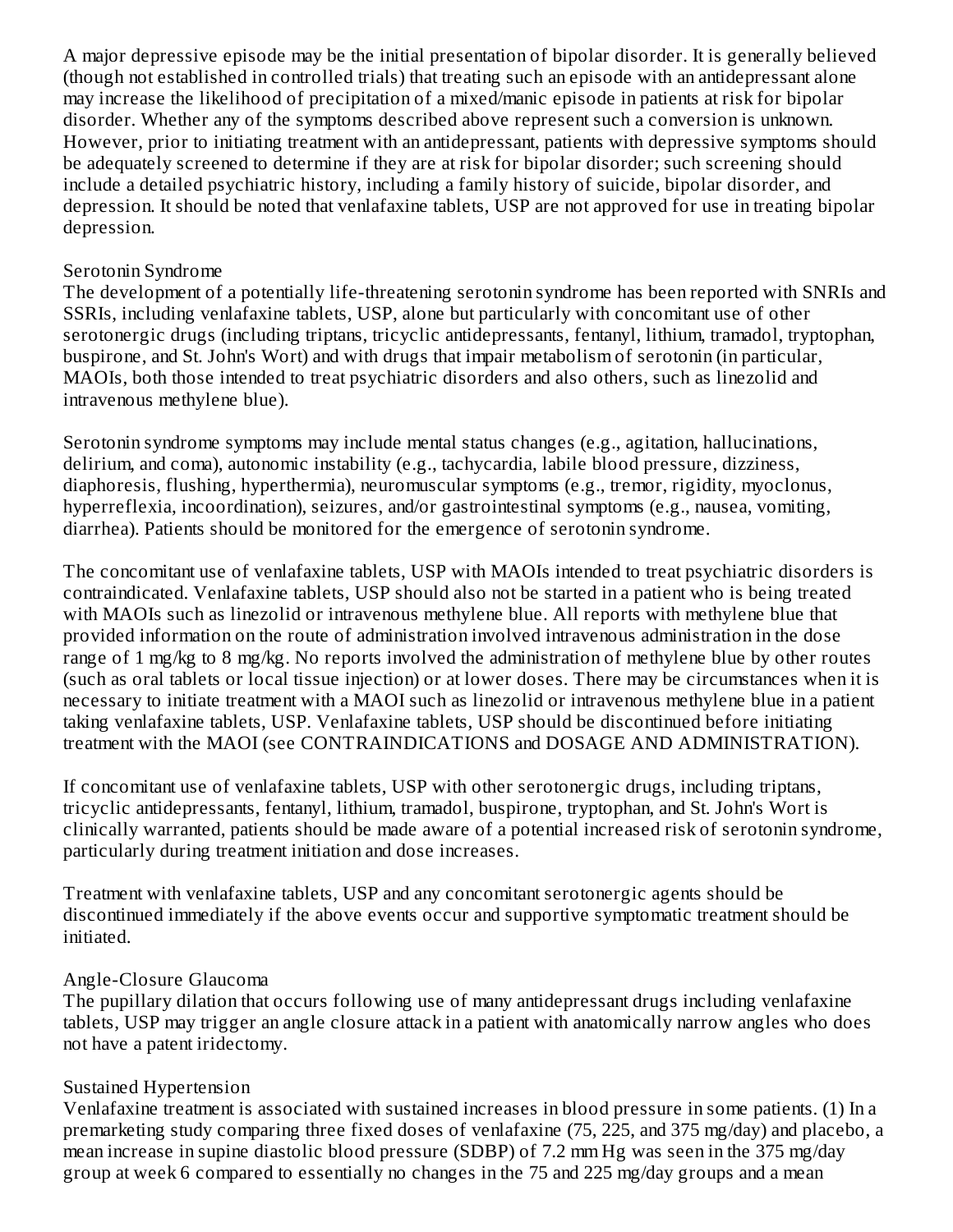A major depressive episode may be the initial presentation of bipolar disorder. It is generally believed (though not established in controlled trials) that treating such an episode with an antidepressant alone may increase the likelihood of precipitation of a mixed/manic episode in patients at risk for bipolar disorder. Whether any of the symptoms described above represent such a conversion is unknown. However, prior to initiating treatment with an antidepressant, patients with depressive symptoms should be adequately screened to determine if they are at risk for bipolar disorder; such screening should include a detailed psychiatric history, including a family history of suicide, bipolar disorder, and depression. It should be noted that venlafaxine tablets, USP are not approved for use in treating bipolar depression.

### Serotonin Syndrome

The development of a potentially life-threatening serotonin syndrome has been reported with SNRIs and SSRIs, including venlafaxine tablets, USP, alone but particularly with concomitant use of other serotonergic drugs (including triptans, tricyclic antidepressants, fentanyl, lithium, tramadol, tryptophan, buspirone, and St. John's Wort) and with drugs that impair metabolism of serotonin (in particular, MAOIs, both those intended to treat psychiatric disorders and also others, such as linezolid and intravenous methylene blue).

Serotonin syndrome symptoms may include mental status changes (e.g., agitation, hallucinations, delirium, and coma), autonomic instability (e.g., tachycardia, labile blood pressure, dizziness, diaphoresis, flushing, hyperthermia), neuromuscular symptoms (e.g., tremor, rigidity, myoclonus, hyperreflexia, incoordination), seizures, and/or gastrointestinal symptoms (e.g., nausea, vomiting, diarrhea). Patients should be monitored for the emergence of serotonin syndrome.

The concomitant use of venlafaxine tablets, USP with MAOIs intended to treat psychiatric disorders is contraindicated. Venlafaxine tablets, USP should also not be started in a patient who is being treated with MAOIs such as linezolid or intravenous methylene blue. All reports with methylene blue that provided information on the route of administration involved intravenous administration in the dose range of 1 mg/kg to 8 mg/kg. No reports involved the administration of methylene blue by other routes (such as oral tablets or local tissue injection) or at lower doses. There may be circumstances when it is necessary to initiate treatment with a MAOI such as linezolid or intravenous methylene blue in a patient taking venlafaxine tablets, USP. Venlafaxine tablets, USP should be discontinued before initiating treatment with the MAOI (see CONTRAINDICATIONS and DOSAGE AND ADMINISTRATION).

If concomitant use of venlafaxine tablets, USP with other serotonergic drugs, including triptans, tricyclic antidepressants, fentanyl, lithium, tramadol, buspirone, tryptophan, and St. John's Wort is clinically warranted, patients should be made aware of a potential increased risk of serotonin syndrome, particularly during treatment initiation and dose increases.

Treatment with venlafaxine tablets, USP and any concomitant serotonergic agents should be discontinued immediately if the above events occur and supportive symptomatic treatment should be initiated.

### Angle-Closure Glaucoma

The pupillary dilation that occurs following use of many antidepressant drugs including venlafaxine tablets, USP may trigger an angle closure attack in a patient with anatomically narrow angles who does not have a patent iridectomy.

### Sustained Hypertension

Venlafaxine treatment is associated with sustained increases in blood pressure in some patients. (1) In a premarketing study comparing three fixed doses of venlafaxine (75, 225, and 375 mg/day) and placebo, a mean increase in supine diastolic blood pressure (SDBP) of 7.2 mm Hg was seen in the 375 mg/day group at week 6 compared to essentially no changes in the 75 and 225 mg/day groups and a mean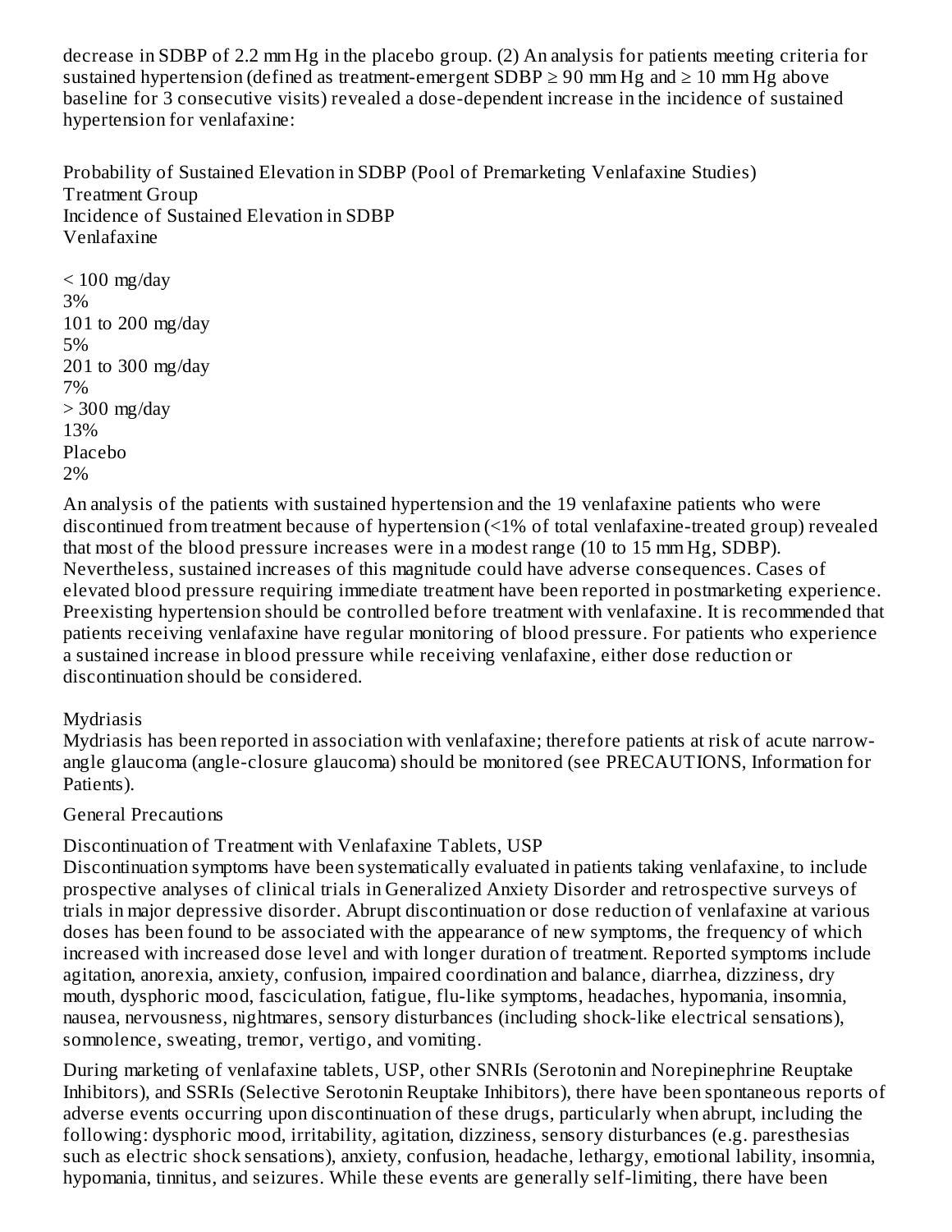decrease in SDBP of 2.2 mm Hg in the placebo group. (2) An analysis for patients meeting criteria for sustained hypertension (defined as treatment-emergent SDBP ≥ 90 mm Hg and ≥ 10 mm Hg above baseline for 3 consecutive visits) revealed a dose-dependent increase in the incidence of sustained hypertension for venlafaxine:

Probability of Sustained Elevation in SDBP (Pool of Premarketing Venlafaxine Studies)

| Treatment Group | Incidence of Sustained Elevation in SDBP |
|---|---|
| Venlafaxine | |
| < 100 mg/day | 3% |
| 101 to 200 mg/day | 5% |
| 201 to 300 mg/day | 7% |
| > 300 mg/day | 13% |
| Placebo | 2% |

An analysis of the patients with sustained hypertension and the 19 venlafaxine patients who were discontinued from treatment because of hypertension (<1% of total venlafaxine-treated group) revealed that most of the blood pressure increases were in a modest range (10 to 15 mm Hg, SDBP). Nevertheless, sustained increases of this magnitude could have adverse consequences. Cases of elevated blood pressure requiring immediate treatment have been reported in postmarketing experience. Preexisting hypertension should be controlled before treatment with venlafaxine. It is recommended that patients receiving venlafaxine have regular monitoring of blood pressure. For patients who experience a sustained increase in blood pressure while receiving venlafaxine, either dose reduction or discontinuation should be considered.

### Mydriasis

Mydriasis has been reported in association with venlafaxine; therefore patients at risk of acute narrow-angle glaucoma (angle-closure glaucoma) should be monitored (see PRECAUTIONS, Information for Patients).

## General Precautions

### Discontinuation of Treatment with Venlafaxine Tablets, USP

Discontinuation symptoms have been systematically evaluated in patients taking venlafaxine, to include prospective analyses of clinical trials in Generalized Anxiety Disorder and retrospective surveys of trials in major depressive disorder. Abrupt discontinuation or dose reduction of venlafaxine at various doses has been found to be associated with the appearance of new symptoms, the frequency of which increased with increased dose level and with longer duration of treatment. Reported symptoms include agitation, anorexia, anxiety, confusion, impaired coordination and balance, diarrhea, dizziness, dry mouth, dysphoric mood, fasciculation, fatigue, flu-like symptoms, headaches, hypomania, insomnia, nausea, nervousness, nightmares, sensory disturbances (including shock-like electrical sensations), somnolence, sweating, tremor, vertigo, and vomiting.

During marketing of venlafaxine tablets, USP, other SNRIs (Serotonin and Norepinephrine Reuptake Inhibitors), and SSRIs (Selective Serotonin Reuptake Inhibitors), there have been spontaneous reports of adverse events occurring upon discontinuation of these drugs, particularly when abrupt, including the following: dysphoric mood, irritability, agitation, dizziness, sensory disturbances (e.g. paresthesias such as electric shock sensations), anxiety, confusion, headache, lethargy, emotional lability, insomnia, hypomania, tinnitus, and seizures. While these events are generally self-limiting, there have been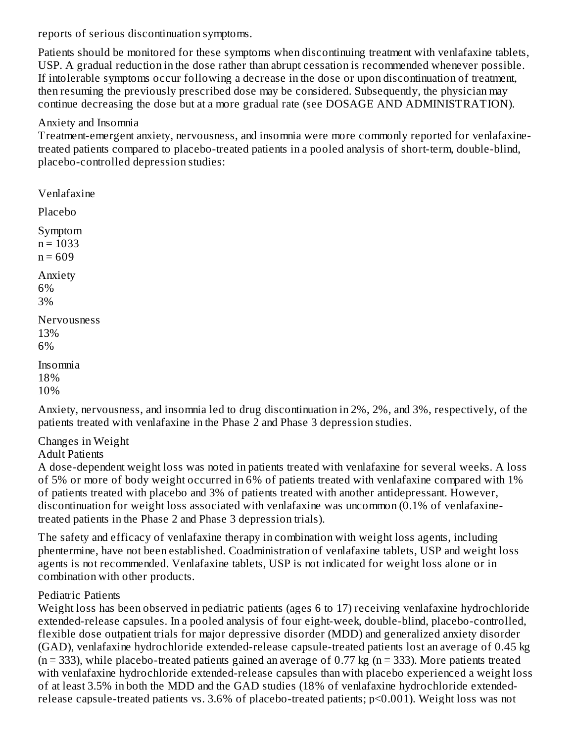reports of serious discontinuation symptoms.

Patients should be monitored for these symptoms when discontinuing treatment with venlafaxine tablets, USP. A gradual reduction in the dose rather than abrupt cessation is recommended whenever possible. If intolerable symptoms occur following a decrease in the dose or upon discontinuation of treatment, then resuming the previously prescribed dose may be considered. Subsequently, the physician may continue decreasing the dose but at a more gradual rate (see DOSAGE AND ADMINISTRATION).

### Anxiety and Insomnia

Treatment-emergent anxiety, nervousness, and insomnia were more commonly reported for venlafaxine-treated patients compared to placebo-treated patients in a pooled analysis of short-term, double-blind, placebo-controlled depression studies:

| Symptom | Venlafaxine n = 1033 | Placebo n = 609 |
|---|---|---|
| Anxiety | 6% | 3% |
| Nervousness | 13% | 6% |
| Insomnia | 18% | 10% |

Anxiety, nervousness, and insomnia led to drug discontinuation in 2%, 2%, and 3%, respectively, of the patients treated with venlafaxine in the Phase 2 and Phase 3 depression studies.

### Changes in Weight

#### Adult Patients

A dose-dependent weight loss was noted in patients treated with venlafaxine for several weeks. A loss of 5% or more of body weight occurred in 6% of patients treated with venlafaxine compared with 1% of patients treated with placebo and 3% of patients treated with another antidepressant. However, discontinuation for weight loss associated with venlafaxine was uncommon (0.1% of venlafaxine-treated patients in the Phase 2 and Phase 3 depression trials).

The safety and efficacy of venlafaxine therapy in combination with weight loss agents, including phentermine, have not been established. Coadministration of venlafaxine tablets, USP and weight loss agents is not recommended. Venlafaxine tablets, USP is not indicated for weight loss alone or in combination with other products.

#### Pediatric Patients

Weight loss has been observed in pediatric patients (ages 6 to 17) receiving venlafaxine hydrochloride extended-release capsules. In a pooled analysis of four eight-week, double-blind, placebo-controlled, flexible dose outpatient trials for major depressive disorder (MDD) and generalized anxiety disorder (GAD), venlafaxine hydrochloride extended-release capsule-treated patients lost an average of 0.45 kg (n = 333), while placebo-treated patients gained an average of 0.77 kg (n = 333). More patients treated with venlafaxine hydrochloride extended-release capsules than with placebo experienced a weight loss of at least 3.5% in both the MDD and the GAD studies (18% of venlafaxine hydrochloride extended-release capsule-treated patients vs. 3.6% of placebo-treated patients; $p<0.001$). Weight loss was not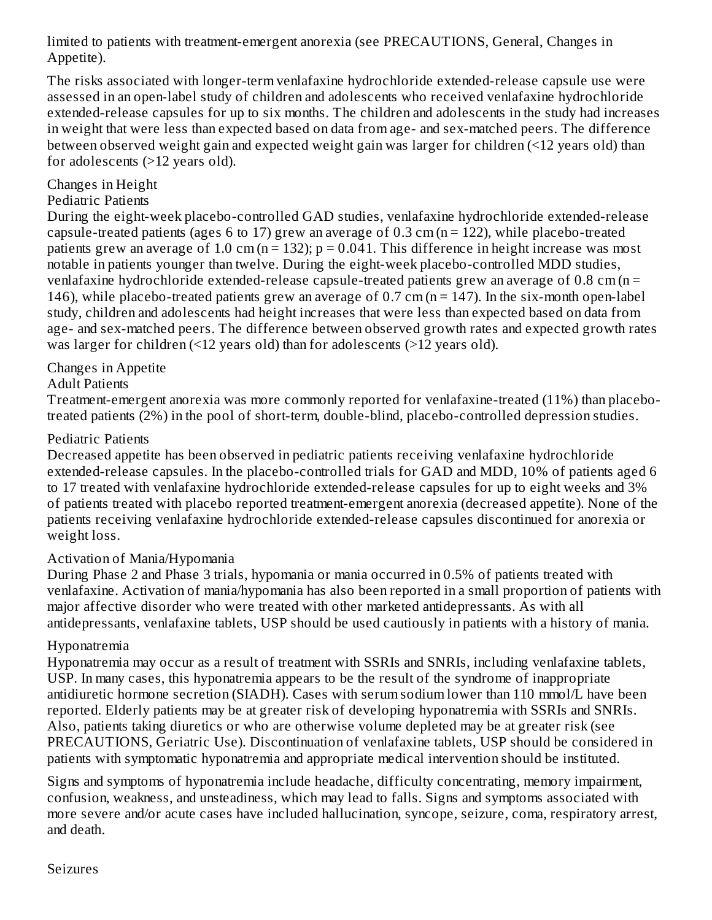limited to patients with treatment-emergent anorexia (see PRECAUTIONS, General, Changes in Appetite).

The risks associated with longer-term venlafaxine hydrochloride extended-release capsule use were assessed in an open-label study of children and adolescents who received venlafaxine hydrochloride extended-release capsules for up to six months. The children and adolescents in the study had increases in weight that were less than expected based on data from age- and sex-matched peers. The difference between observed weight gain and expected weight gain was larger for children (<12 years old) than for adolescents (>12 years old).

Changes in Height

Pediatric Patients

During the eight-week placebo-controlled GAD studies, venlafaxine hydrochloride extended-release capsule-treated patients (ages 6 to 17) grew an average of 0.3 cm (n = 122), while placebo-treated patients grew an average of 1.0 cm (n = 132); p = 0.041. This difference in height increase was most notable in patients younger than twelve. During the eight-week placebo-controlled MDD studies, venlafaxine hydrochloride extended-release capsule-treated patients grew an average of 0.8 cm (n = 146), while placebo-treated patients grew an average of 0.7 cm (n = 147). In the six-month open-label study, children and adolescents had height increases that were less than expected based on data from age- and sex-matched peers. The difference between observed growth rates and expected growth rates was larger for children (<12 years old) than for adolescents (>12 years old).

Changes in Appetite

Adult Patients

Treatment-emergent anorexia was more commonly reported for venlafaxine-treated (11%) than placebo-treated patients (2%) in the pool of short-term, double-blind, placebo-controlled depression studies.

Pediatric Patients

Decreased appetite has been observed in pediatric patients receiving venlafaxine hydrochloride extended-release capsules. In the placebo-controlled trials for GAD and MDD, 10% of patients aged 6 to 17 treated with venlafaxine hydrochloride extended-release capsules for up to eight weeks and 3% of patients treated with placebo reported treatment-emergent anorexia (decreased appetite). None of the patients receiving venlafaxine hydrochloride extended-release capsules discontinued for anorexia or weight loss.

Activation of Mania/Hypomania

During Phase 2 and Phase 3 trials, hypomania or mania occurred in 0.5% of patients treated with venlafaxine. Activation of mania/hypomania has also been reported in a small proportion of patients with major affective disorder who were treated with other marketed antidepressants. As with all antidepressants, venlafaxine tablets, USP should be used cautiously in patients with a history of mania.

Hyponatremia

Hyponatremia may occur as a result of treatment with SSRIs and SNRIs, including venlafaxine tablets, USP. In many cases, this hyponatremia appears to be the result of the syndrome of inappropriate antidiuretic hormone secretion (SIADH). Cases with serum sodium lower than 110 mmol/L have been reported. Elderly patients may be at greater risk of developing hyponatremia with SSRIs and SNRIs. Also, patients taking diuretics or who are otherwise volume depleted may be at greater risk (see PRECAUTIONS, Geriatric Use). Discontinuation of venlafaxine tablets, USP should be considered in patients with symptomatic hyponatremia and appropriate medical intervention should be instituted.

Signs and symptoms of hyponatremia include headache, difficulty concentrating, memory impairment, confusion, weakness, and unsteadiness, which may lead to falls. Signs and symptoms associated with more severe and/or acute cases have included hallucination, syncope, seizure, coma, respiratory arrest, and death.

Seizures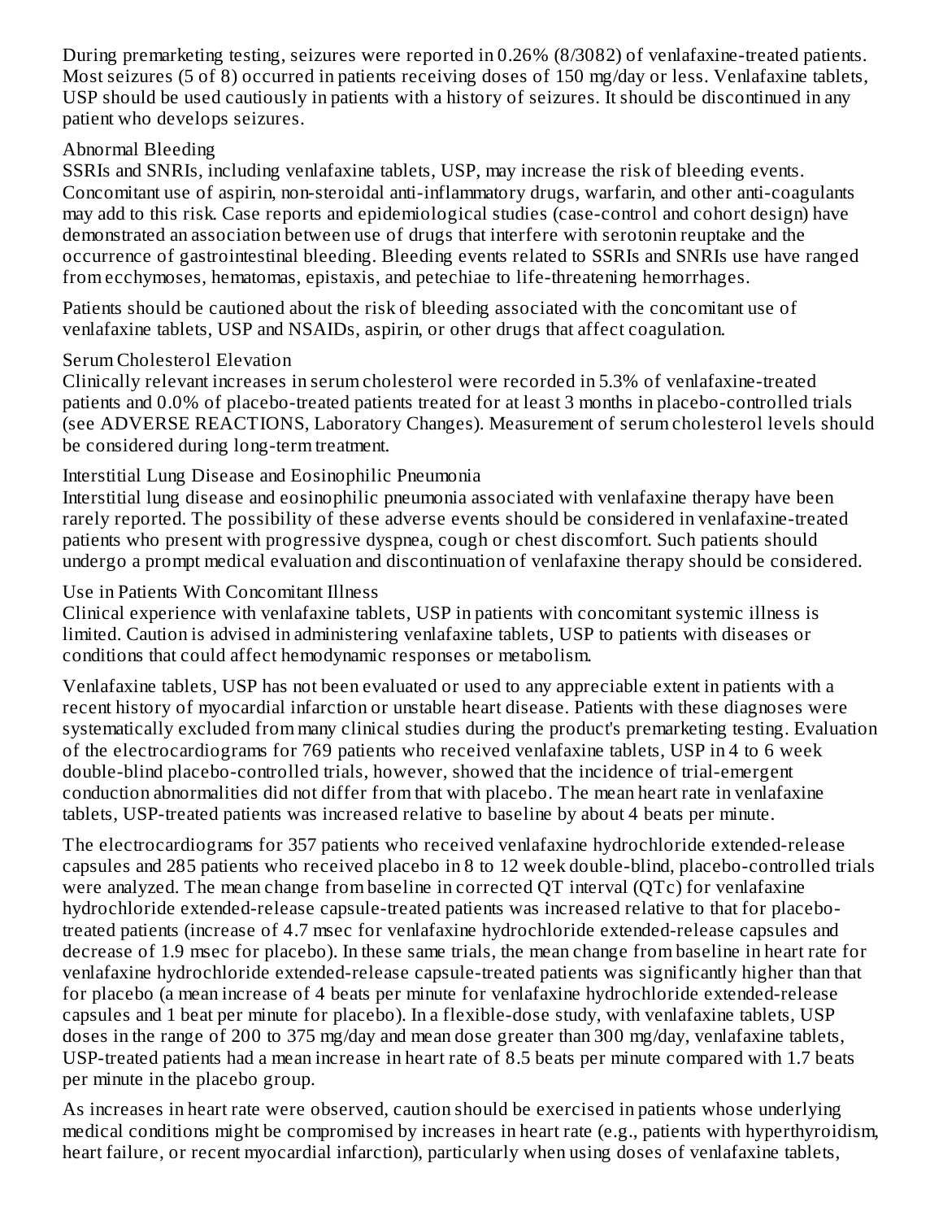During premarketing testing, seizures were reported in 0.26% (8/3082) of venlafaxine-treated patients. Most seizures (5 of 8) occurred in patients receiving doses of 150 mg/day or less. Venlafaxine tablets, USP should be used cautiously in patients with a history of seizures. It should be discontinued in any patient who develops seizures.

Abnormal Bleeding

SSRIs and SNRIs, including venlafaxine tablets, USP, may increase the risk of bleeding events. Concomitant use of aspirin, non-steroidal anti-inflammatory drugs, warfarin, and other anti-coagulants may add to this risk. Case reports and epidemiological studies (case-control and cohort design) have demonstrated an association between use of drugs that interfere with serotonin reuptake and the occurrence of gastrointestinal bleeding. Bleeding events related to SSRIs and SNRIs use have ranged from ecchymoses, hematomas, epistaxis, and petechiae to life-threatening hemorrhages.

Patients should be cautioned about the risk of bleeding associated with the concomitant use of venlafaxine tablets, USP and NSAIDs, aspirin, or other drugs that affect coagulation.

Serum Cholesterol Elevation

Clinically relevant increases in serum cholesterol were recorded in 5.3% of venlafaxine-treated patients and 0.0% of placebo-treated patients treated for at least 3 months in placebo-controlled trials (see ADVERSE REACTIONS, Laboratory Changes). Measurement of serum cholesterol levels should be considered during long-term treatment.

Interstitial Lung Disease and Eosinophilic Pneumonia

Interstitial lung disease and eosinophilic pneumonia associated with venlafaxine therapy have been rarely reported. The possibility of these adverse events should be considered in venlafaxine-treated patients who present with progressive dyspnea, cough or chest discomfort. Such patients should undergo a prompt medical evaluation and discontinuation of venlafaxine therapy should be considered.

Use in Patients With Concomitant Illness

Clinical experience with venlafaxine tablets, USP in patients with concomitant systemic illness is limited. Caution is advised in administering venlafaxine tablets, USP to patients with diseases or conditions that could affect hemodynamic responses or metabolism.

Venlafaxine tablets, USP has not been evaluated or used to any appreciable extent in patients with a recent history of myocardial infarction or unstable heart disease. Patients with these diagnoses were systematically excluded from many clinical studies during the product's premarketing testing. Evaluation of the electrocardiograms for 769 patients who received venlafaxine tablets, USP in 4 to 6 week double-blind placebo-controlled trials, however, showed that the incidence of trial-emergent conduction abnormalities did not differ from that with placebo. The mean heart rate in venlafaxine tablets, USP-treated patients was increased relative to baseline by about 4 beats per minute.

The electrocardiograms for 357 patients who received venlafaxine hydrochloride extended-release capsules and 285 patients who received placebo in 8 to 12 week double-blind, placebo-controlled trials were analyzed. The mean change from baseline in corrected QT interval (QTc) for venlafaxine hydrochloride extended-release capsule-treated patients was increased relative to that for placebo-treated patients (increase of 4.7 msec for venlafaxine hydrochloride extended-release capsules and decrease of 1.9 msec for placebo). In these same trials, the mean change from baseline in heart rate for venlafaxine hydrochloride extended-release capsule-treated patients was significantly higher than that for placebo (a mean increase of 4 beats per minute for venlafaxine hydrochloride extended-release capsules and 1 beat per minute for placebo). In a flexible-dose study, with venlafaxine tablets, USP doses in the range of 200 to 375 mg/day and mean dose greater than 300 mg/day, venlafaxine tablets, USP-treated patients had a mean increase in heart rate of 8.5 beats per minute compared with 1.7 beats per minute in the placebo group.

As increases in heart rate were observed, caution should be exercised in patients whose underlying medical conditions might be compromised by increases in heart rate (e.g., patients with hyperthyroidism, heart failure, or recent myocardial infarction), particularly when using doses of venlafaxine tablets,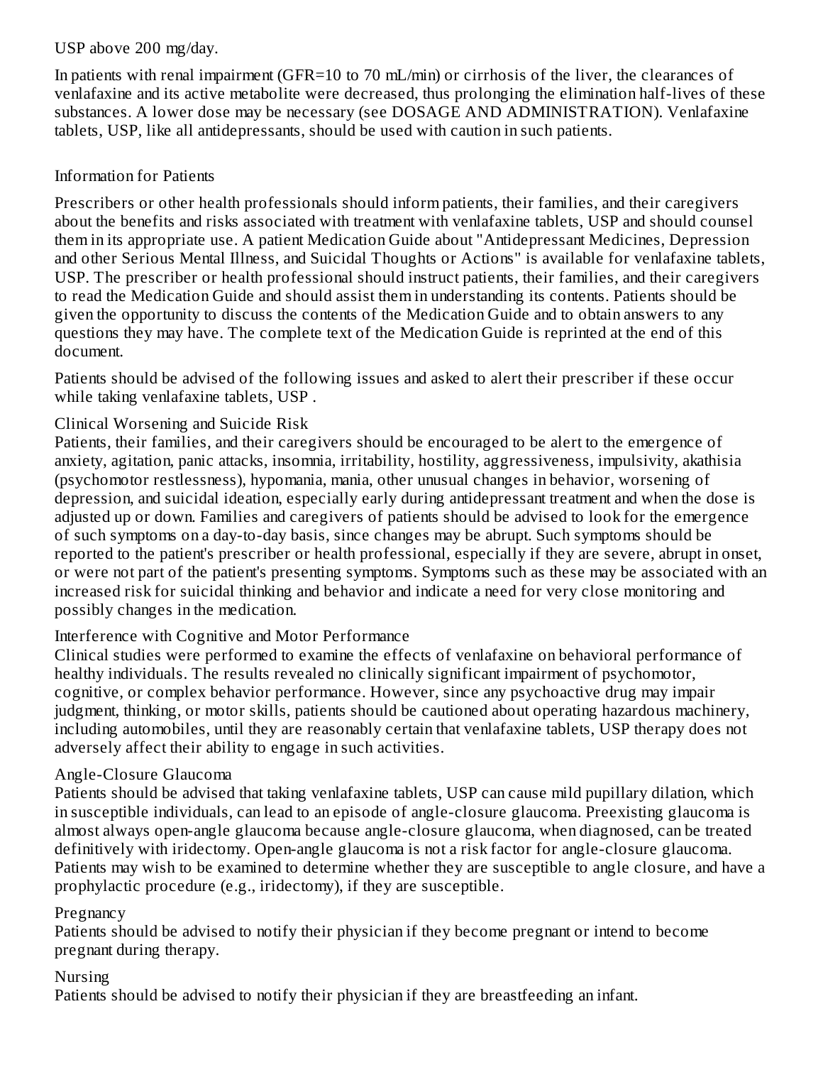USP above 200 mg/day.

In patients with renal impairment (GFR=10 to 70 mL/min) or cirrhosis of the liver, the clearances of venlafaxine and its active metabolite were decreased, thus prolonging the elimination half-lives of these substances. A lower dose may be necessary (see DOSAGE AND ADMINISTRATION). Venlafaxine tablets, USP, like all antidepressants, should be used with caution in such patients.

## Information for Patients

Prescribers or other health professionals should inform patients, their families, and their caregivers about the benefits and risks associated with treatment with venlafaxine tablets, USP and should counsel them in its appropriate use. A patient Medication Guide about "Antidepressant Medicines, Depression and other Serious Mental Illness, and Suicidal Thoughts or Actions" is available for venlafaxine tablets, USP. The prescriber or health professional should instruct patients, their families, and their caregivers to read the Medication Guide and should assist them in understanding its contents. Patients should be given the opportunity to discuss the contents of the Medication Guide and to obtain answers to any questions they may have. The complete text of the Medication Guide is reprinted at the end of this document.

Patients should be advised of the following issues and asked to alert their prescriber if these occur while taking venlafaxine tablets, USP .

### Clinical Worsening and Suicide Risk

Patients, their families, and their caregivers should be encouraged to be alert to the emergence of anxiety, agitation, panic attacks, insomnia, irritability, hostility, aggressiveness, impulsivity, akathisia (psychomotor restlessness), hypomania, mania, other unusual changes in behavior, worsening of depression, and suicidal ideation, especially early during antidepressant treatment and when the dose is adjusted up or down. Families and caregivers of patients should be advised to look for the emergence of such symptoms on a day-to-day basis, since changes may be abrupt. Such symptoms should be reported to the patient's prescriber or health professional, especially if they are severe, abrupt in onset, or were not part of the patient's presenting symptoms. Symptoms such as these may be associated with an increased risk for suicidal thinking and behavior and indicate a need for very close monitoring and possibly changes in the medication.

### Interference with Cognitive and Motor Performance

Clinical studies were performed to examine the effects of venlafaxine on behavioral performance of healthy individuals. The results revealed no clinically significant impairment of psychomotor, cognitive, or complex behavior performance. However, since any psychoactive drug may impair judgment, thinking, or motor skills, patients should be cautioned about operating hazardous machinery, including automobiles, until they are reasonably certain that venlafaxine tablets, USP therapy does not adversely affect their ability to engage in such activities.

### Angle-Closure Glaucoma

Patients should be advised that taking venlafaxine tablets, USP can cause mild pupillary dilation, which in susceptible individuals, can lead to an episode of angle-closure glaucoma. Preexisting glaucoma is almost always open-angle glaucoma because angle-closure glaucoma, when diagnosed, can be treated definitively with iridectomy. Open-angle glaucoma is not a risk factor for angle-closure glaucoma. Patients may wish to be examined to determine whether they are susceptible to angle closure, and have a prophylactic procedure (e.g., iridectomy), if they are susceptible.

### Pregnancy

Patients should be advised to notify their physician if they become pregnant or intend to become pregnant during therapy.

### Nursing

Patients should be advised to notify their physician if they are breastfeeding an infant.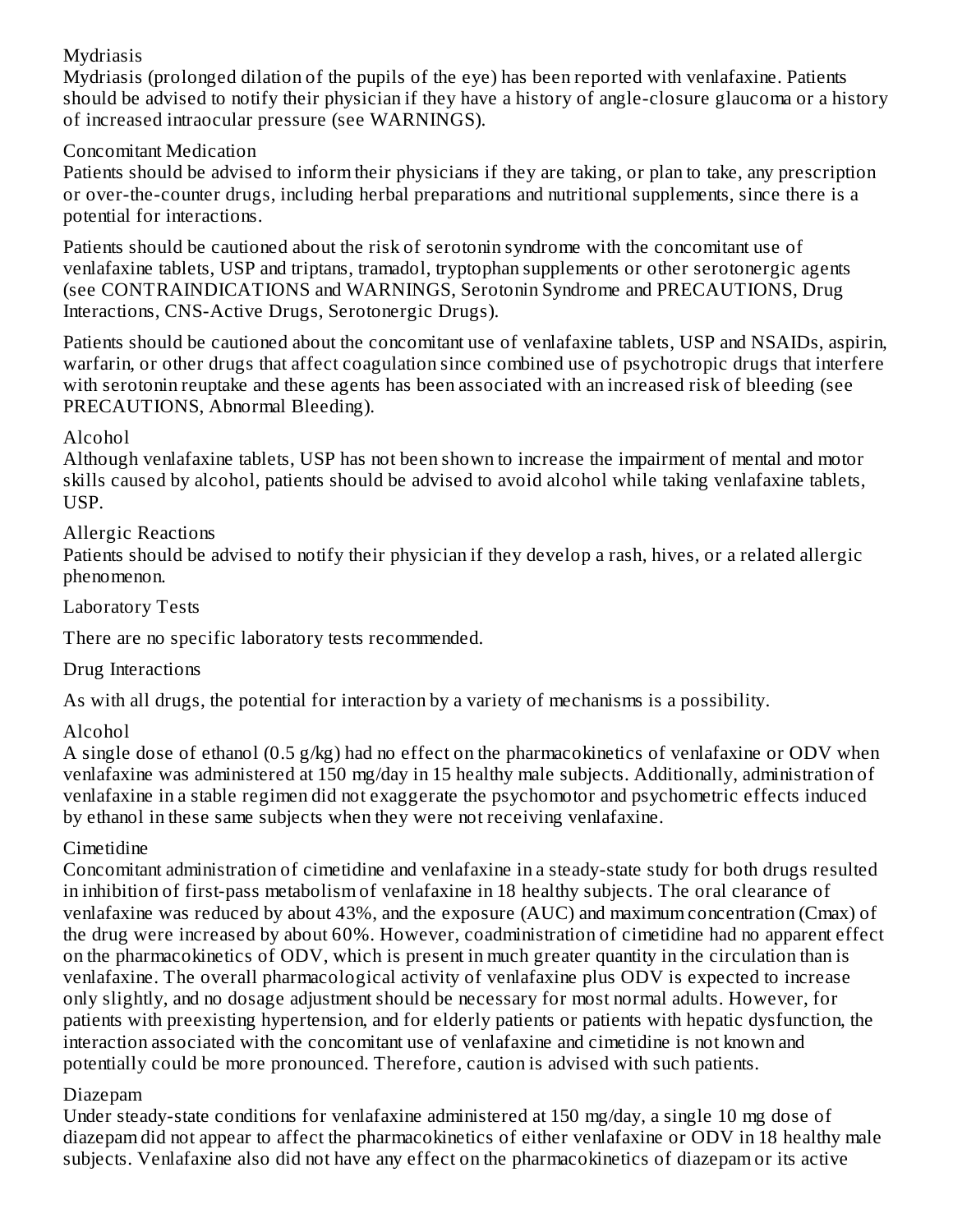### Mydriasis

Mydriasis (prolonged dilation of the pupils of the eye) has been reported with venlafaxine. Patients should be advised to notify their physician if they have a history of angle-closure glaucoma or a history of increased intraocular pressure (see WARNINGS).

### Concomitant Medication

Patients should be advised to inform their physicians if they are taking, or plan to take, any prescription or over-the-counter drugs, including herbal preparations and nutritional supplements, since there is a potential for interactions.

Patients should be cautioned about the risk of serotonin syndrome with the concomitant use of venlafaxine tablets, USP and triptans, tramadol, tryptophan supplements or other serotonergic agents (see CONTRAINDICATIONS and WARNINGS, Serotonin Syndrome and PRECAUTIONS, Drug Interactions, CNS-Active Drugs, Serotonergic Drugs).

Patients should be cautioned about the concomitant use of venlafaxine tablets, USP and NSAIDs, aspirin, warfarin, or other drugs that affect coagulation since combined use of psychotropic drugs that interfere with serotonin reuptake and these agents has been associated with an increased risk of bleeding (see PRECAUTIONS, Abnormal Bleeding).

### Alcohol

Although venlafaxine tablets, USP has not been shown to increase the impairment of mental and motor skills caused by alcohol, patients should be advised to avoid alcohol while taking venlafaxine tablets, USP.

### Allergic Reactions

Patients should be advised to notify their physician if they develop a rash, hives, or a related allergic phenomenon.

## Laboratory Tests

There are no specific laboratory tests recommended.

## Drug Interactions

As with all drugs, the potential for interaction by a variety of mechanisms is a possibility.

### Alcohol

A single dose of ethanol (0.5 g/kg) had no effect on the pharmacokinetics of venlafaxine or ODV when venlafaxine was administered at 150 mg/day in 15 healthy male subjects. Additionally, administration of venlafaxine in a stable regimen did not exaggerate the psychomotor and psychometric effects induced by ethanol in these same subjects when they were not receiving venlafaxine.

### Cimetidine

Concomitant administration of cimetidine and venlafaxine in a steady-state study for both drugs resulted in inhibition of first-pass metabolism of venlafaxine in 18 healthy subjects. The oral clearance of venlafaxine was reduced by about 43%, and the exposure (AUC) and maximum concentration (Cmax) of the drug were increased by about 60%. However, coadministration of cimetidine had no apparent effect on the pharmacokinetics of ODV, which is present in much greater quantity in the circulation than is venlafaxine. The overall pharmacological activity of venlafaxine plus ODV is expected to increase only slightly, and no dosage adjustment should be necessary for most normal adults. However, for patients with preexisting hypertension, and for elderly patients or patients with hepatic dysfunction, the interaction associated with the concomitant use of venlafaxine and cimetidine is not known and potentially could be more pronounced. Therefore, caution is advised with such patients.

### Diazepam

Under steady-state conditions for venlafaxine administered at 150 mg/day, a single 10 mg dose of diazepam did not appear to affect the pharmacokinetics of either venlafaxine or ODV in 18 healthy male subjects. Venlafaxine also did not have any effect on the pharmacokinetics of diazepam or its active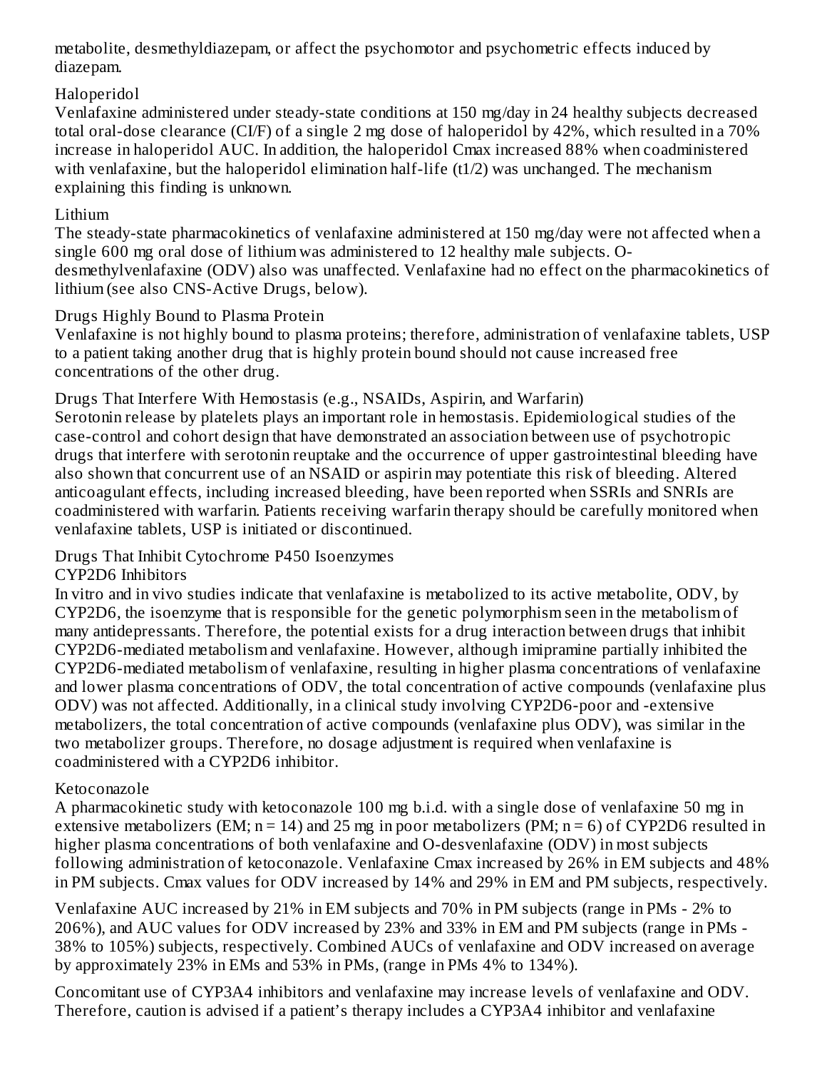metabolite, desmethyldiazepam, or affect the psychomotor and psychometric effects induced by diazepam.

Haloperidol

Venlafaxine administered under steady-state conditions at 150 mg/day in 24 healthy subjects decreased total oral-dose clearance (Cl/F) of a single 2 mg dose of haloperidol by 42%, which resulted in a 70% increase in haloperidol AUC. In addition, the haloperidol Cmax increased 88% when coadministered with venlafaxine, but the haloperidol elimination half-life (t1/2) was unchanged. The mechanism explaining this finding is unknown.

Lithium

The steady-state pharmacokinetics of venlafaxine administered at 150 mg/day were not affected when a single 600 mg oral dose of lithium was administered to 12 healthy male subjects. O-desmethylvenlafaxine (ODV) also was unaffected. Venlafaxine had no effect on the pharmacokinetics of lithium (see also CNS-Active Drugs, below).

Drugs Highly Bound to Plasma Protein

Venlafaxine is not highly bound to plasma proteins; therefore, administration of venlafaxine tablets, USP to a patient taking another drug that is highly protein bound should not cause increased free concentrations of the other drug.

Drugs That Interfere With Hemostasis (e.g., NSAIDs, Aspirin, and Warfarin)

Serotonin release by platelets plays an important role in hemostasis. Epidemiological studies of the case-control and cohort design that have demonstrated an association between use of psychotropic drugs that interfere with serotonin reuptake and the occurrence of upper gastrointestinal bleeding have also shown that concurrent use of an NSAID or aspirin may potentiate this risk of bleeding. Altered anticoagulant effects, including increased bleeding, have been reported when SSRIs and SNRIs are coadministered with warfarin. Patients receiving warfarin therapy should be carefully monitored when venlafaxine tablets, USP is initiated or discontinued.

Drugs That Inhibit Cytochrome P450 Isoenzymes

CYP2D6 Inhibitors

In vitro and in vivo studies indicate that venlafaxine is metabolized to its active metabolite, ODV, by CYP2D6, the isoenzyme that is responsible for the genetic polymorphism seen in the metabolism of many antidepressants. Therefore, the potential exists for a drug interaction between drugs that inhibit CYP2D6-mediated metabolism and venlafaxine. However, although imipramine partially inhibited the CYP2D6-mediated metabolism of venlafaxine, resulting in higher plasma concentrations of venlafaxine and lower plasma concentrations of ODV, the total concentration of active compounds (venlafaxine plus ODV) was not affected. Additionally, in a clinical study involving CYP2D6-poor and -extensive metabolizers, the total concentration of active compounds (venlafaxine plus ODV), was similar in the two metabolizer groups. Therefore, no dosage adjustment is required when venlafaxine is coadministered with a CYP2D6 inhibitor.

Ketoconazole

A pharmacokinetic study with ketoconazole 100 mg b.i.d. with a single dose of venlafaxine 50 mg in extensive metabolizers (EM; n = 14) and 25 mg in poor metabolizers (PM; n = 6) of CYP2D6 resulted in higher plasma concentrations of both venlafaxine and O-desvenlafaxine (ODV) in most subjects following administration of ketoconazole. Venlafaxine Cmax increased by 26% in EM subjects and 48% in PM subjects. Cmax values for ODV increased by 14% and 29% in EM and PM subjects, respectively.

Venlafaxine AUC increased by 21% in EM subjects and 70% in PM subjects (range in PMs - 2% to 206%), and AUC values for ODV increased by 23% and 33% in EM and PM subjects (range in PMs - 38% to 105%) subjects, respectively. Combined AUCs of venlafaxine and ODV increased on average by approximately 23% in EMs and 53% in PMs, (range in PMs 4% to 134%).

Concomitant use of CYP3A4 inhibitors and venlafaxine may increase levels of venlafaxine and ODV. Therefore, caution is advised if a patient's therapy includes a CYP3A4 inhibitor and venlafaxine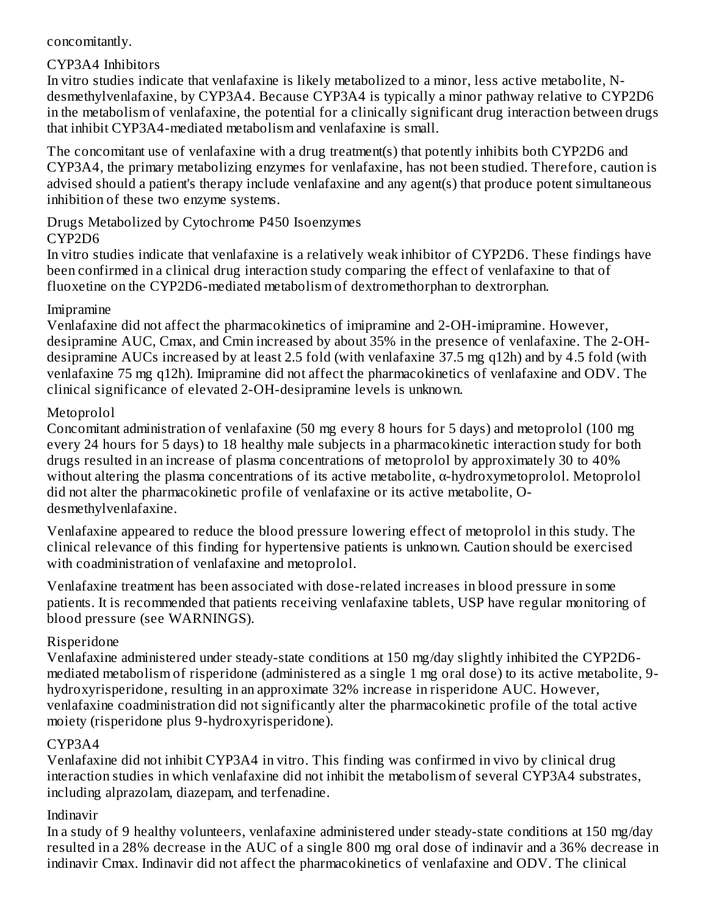concomitantly.

CYP3A4 Inhibitors

In vitro studies indicate that venlafaxine is likely metabolized to a minor, less active metabolite, N-desmethylvenlafaxine, by CYP3A4. Because CYP3A4 is typically a minor pathway relative to CYP2D6 in the metabolism of venlafaxine, the potential for a clinically significant drug interaction between drugs that inhibit CYP3A4-mediated metabolism and venlafaxine is small.

The concomitant use of venlafaxine with a drug treatment(s) that potently inhibits both CYP2D6 and CYP3A4, the primary metabolizing enzymes for venlafaxine, has not been studied. Therefore, caution is advised should a patient's therapy include venlafaxine and any agent(s) that produce potent simultaneous inhibition of these two enzyme systems.

Drugs Metabolized by Cytochrome P450 Isoenzymes

CYP2D6

In vitro studies indicate that venlafaxine is a relatively weak inhibitor of CYP2D6. These findings have been confirmed in a clinical drug interaction study comparing the effect of venlafaxine to that of fluoxetine on the CYP2D6-mediated metabolism of dextromethorphan to dextrorphan.

Imipramine

Venlafaxine did not affect the pharmacokinetics of imipramine and 2-OH-imipramine. However, desipramine AUC, Cmax, and Cmin increased by about 35% in the presence of venlafaxine. The 2-OH-desipramine AUCs increased by at least 2.5 fold (with venlafaxine 37.5 mg q12h) and by 4.5 fold (with venlafaxine 75 mg q12h). Imipramine did not affect the pharmacokinetics of venlafaxine and ODV. The clinical significance of elevated 2-OH-desipramine levels is unknown.

Metoprolol

Concomitant administration of venlafaxine (50 mg every 8 hours for 5 days) and metoprolol (100 mg every 24 hours for 5 days) to 18 healthy male subjects in a pharmacokinetic interaction study for both drugs resulted in an increase of plasma concentrations of metoprolol by approximately 30 to 40% without altering the plasma concentrations of its active metabolite, α-hydroxymetoprolol. Metoprolol did not alter the pharmacokinetic profile of venlafaxine or its active metabolite, O-desmethylvenlafaxine.

Venlafaxine appeared to reduce the blood pressure lowering effect of metoprolol in this study. The clinical relevance of this finding for hypertensive patients is unknown. Caution should be exercised with coadministration of venlafaxine and metoprolol.

Venlafaxine treatment has been associated with dose-related increases in blood pressure in some patients. It is recommended that patients receiving venlafaxine tablets, USP have regular monitoring of blood pressure (see WARNINGS).

Risperidone

Venlafaxine administered under steady-state conditions at 150 mg/day slightly inhibited the CYP2D6-mediated metabolism of risperidone (administered as a single 1 mg oral dose) to its active metabolite, 9-hydroxyrisperidone, resulting in an approximate 32% increase in risperidone AUC. However, venlafaxine coadministration did not significantly alter the pharmacokinetic profile of the total active moiety (risperidone plus 9-hydroxyrisperidone).

CYP3A4

Venlafaxine did not inhibit CYP3A4 in vitro. This finding was confirmed in vivo by clinical drug interaction studies in which venlafaxine did not inhibit the metabolism of several CYP3A4 substrates, including alprazolam, diazepam, and terfenadine.

Indinavir

In a study of 9 healthy volunteers, venlafaxine administered under steady-state conditions at 150 mg/day resulted in a 28% decrease in the AUC of a single 800 mg oral dose of indinavir and a 36% decrease in indinavir Cmax. Indinavir did not affect the pharmacokinetics of venlafaxine and ODV. The clinical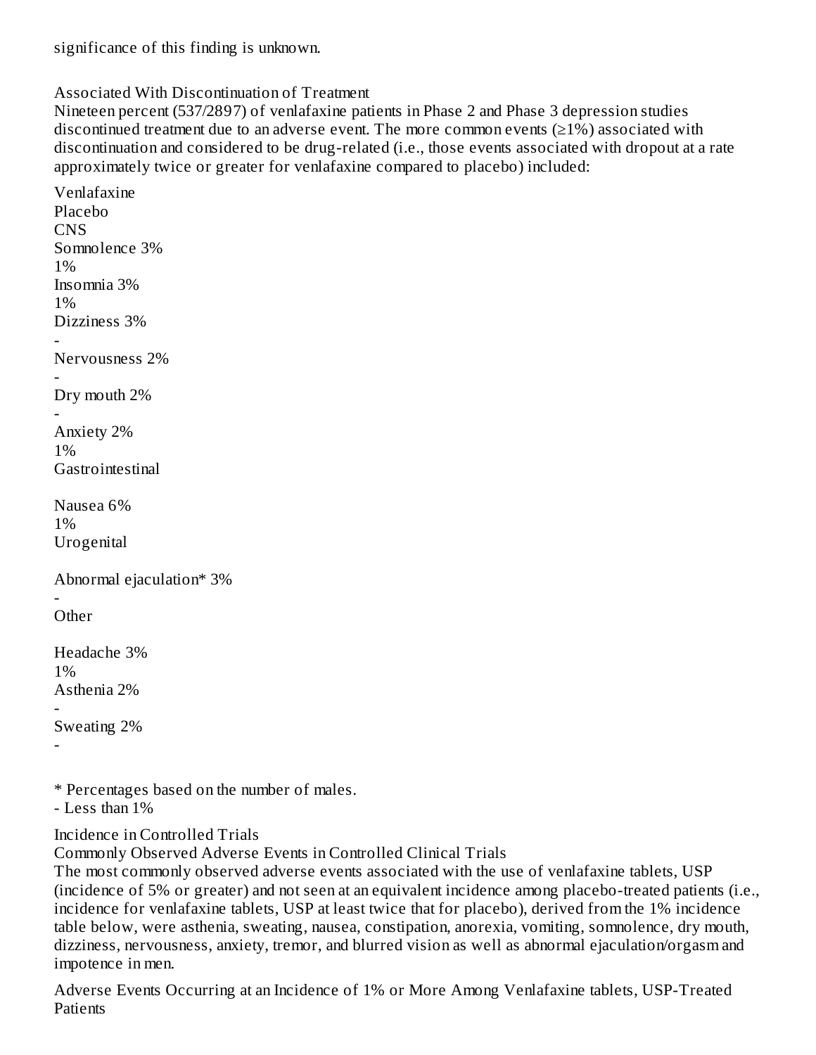significance of this finding is unknown.

Associated With Discontinuation of Treatment

Nineteen percent (537/2897) of venlafaxine patients in Phase 2 and Phase 3 depression studies discontinued treatment due to an adverse event. The more common events (≥1%) associated with discontinuation and considered to be drug-related (i.e., those events associated with dropout at a rate approximately twice or greater for venlafaxine compared to placebo) included:

| | Venlafaxine | Placebo |
|---|---|---|
| CNS | | |
| Somnolence | 3% | 1% |
| Insomnia | 3% | 1% |
| Dizziness | 3% | - |
| Nervousness | 2% | - |
| Dry mouth | 2% | - |
| Anxiety | 2% | 1% |
| Gastrointestinal | | |
| Nausea | 6% | 1% |
| Urogenital | | |
| Abnormal ejaculation* | 3% | - |
| Other | | |
| Headache | 3% | 1% |
| Asthenia | 2% | - |
| Sweating | 2% | - |

* Percentages based on the number of males.
- Less than 1%

Incidence in Controlled Trials

Commonly Observed Adverse Events in Controlled Clinical Trials

The most commonly observed adverse events associated with the use of venlafaxine tablets, USP (incidence of 5% or greater) and not seen at an equivalent incidence among placebo-treated patients (i.e., incidence for venlafaxine tablets, USP at least twice that for placebo), derived from the 1% incidence table below, were asthenia, sweating, nausea, constipation, anorexia, vomiting, somnolence, dry mouth, dizziness, nervousness, anxiety, tremor, and blurred vision as well as abnormal ejaculation/orgasm and impotence in men.

Adverse Events Occurring at an Incidence of 1% or More Among Venlafaxine tablets, USP-Treated Patients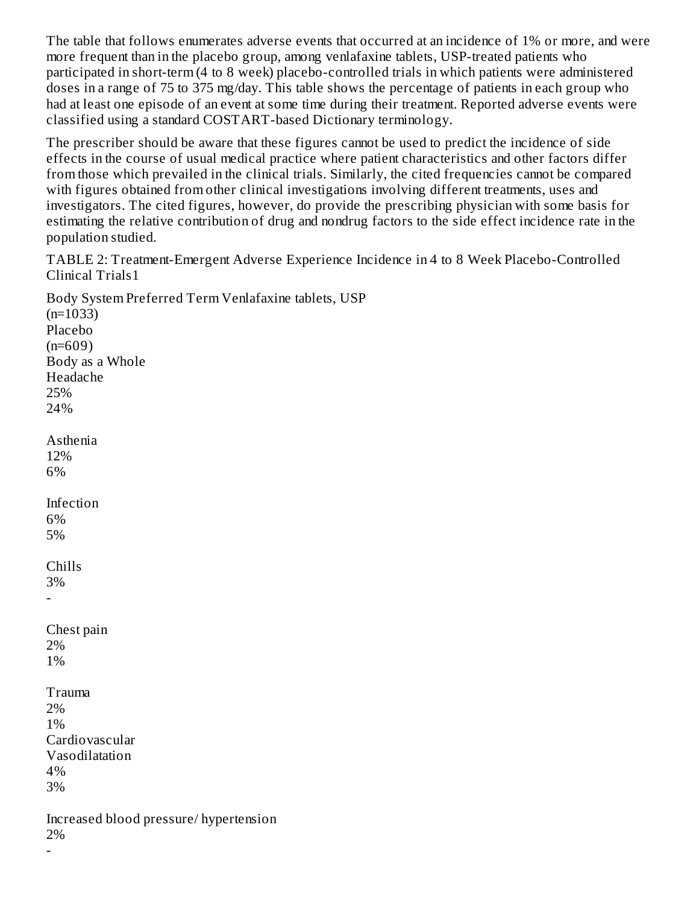The table that follows enumerates adverse events that occurred at an incidence of 1% or more, and were more frequent than in the placebo group, among venlafaxine tablets, USP-treated patients who participated in short-term (4 to 8 week) placebo-controlled trials in which patients were administered doses in a range of 75 to 375 mg/day. This table shows the percentage of patients in each group who had at least one episode of an event at some time during their treatment. Reported adverse events were classified using a standard COSTART-based Dictionary terminology.

The prescriber should be aware that these figures cannot be used to predict the incidence of side effects in the course of usual medical practice where patient characteristics and other factors differ from those which prevailed in the clinical trials. Similarly, the cited frequencies cannot be compared with figures obtained from other clinical investigations involving different treatments, uses and investigators. The cited figures, however, do provide the prescribing physician with some basis for estimating the relative contribution of drug and nondrug factors to the side effect incidence rate in the population studied.

TABLE 2: Treatment-Emergent Adverse Experience Incidence in 4 to 8 Week Placebo-Controlled Clinical Trials1

| Body System Preferred Term | Venlafaxine tablets, USP (n=1033) | Placebo (n=609) |
|---|---|---|
| **Body as a Whole** | | |
| Headache | 25% | 24% |
| Asthenia | 12% | 6% |
| Infection | 6% | 5% |
| Chills | 3% | - |
| Chest pain | 2% | 1% |
| Trauma | 2% | 1% |
| **Cardiovascular** | | |
| Vasodilatation | 4% | 3% |
| Increased blood pressure/ hypertension | 2% | - |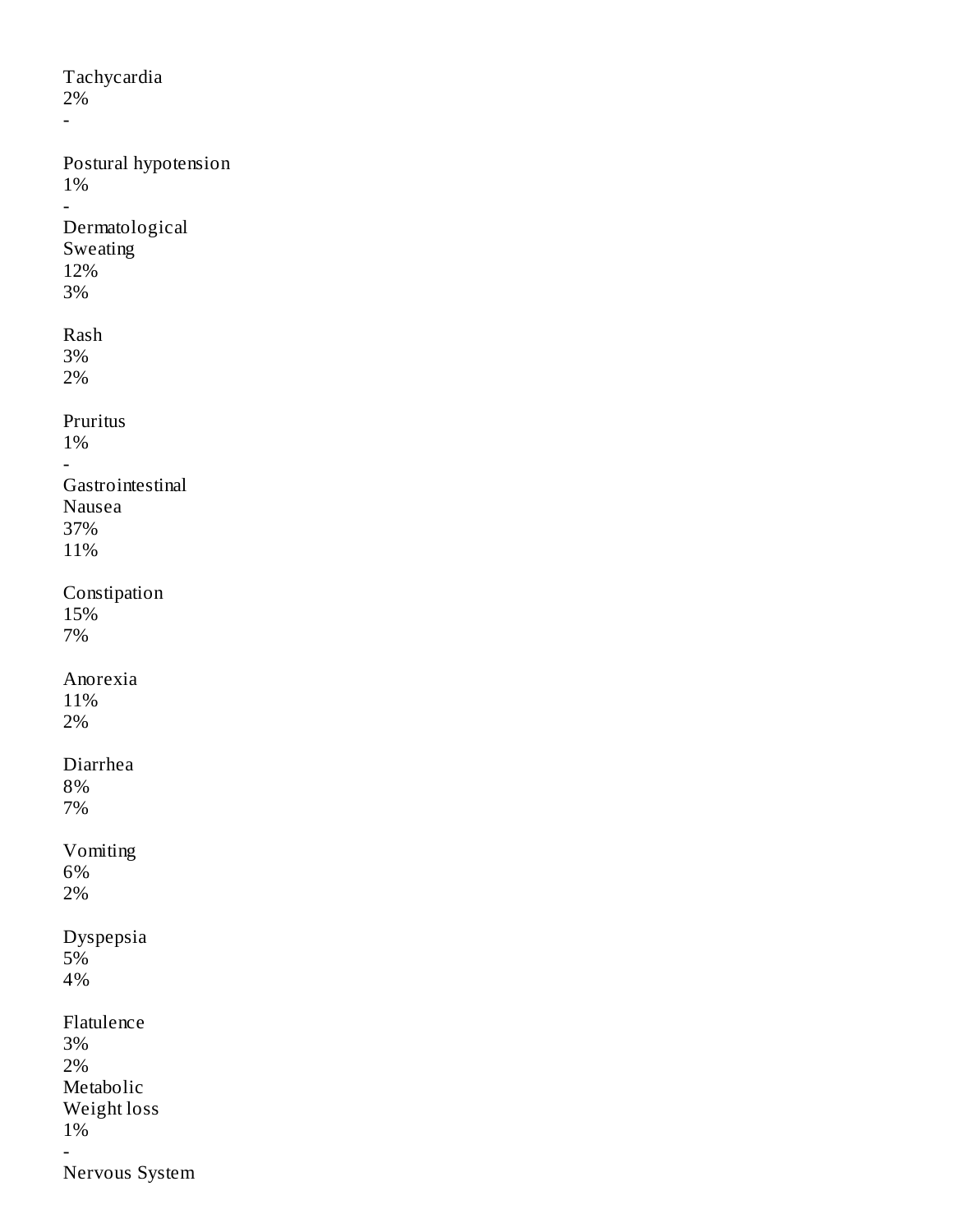| | | |
|---|---|---|
| Tachycardia | 2% | - |
| Postural hypotension | 1% | - |
| **Dermatological** | | |
| Sweating | 12% | 3% |
| Rash | 3% | 2% |
| Pruritus | 1% | - |
| **Gastrointestinal** | | |
| Nausea | 37% | 11% |
| Constipation | 15% | 7% |
| Anorexia | 11% | 2% |
| Diarrhea | 8% | 7% |
| Vomiting | 6% | 2% |
| Dyspepsia | 5% | 4% |
| Flatulence | 3% | 2% |
| **Metabolic** | | |
| Weight loss | 1% | - |
| **Nervous System** | | |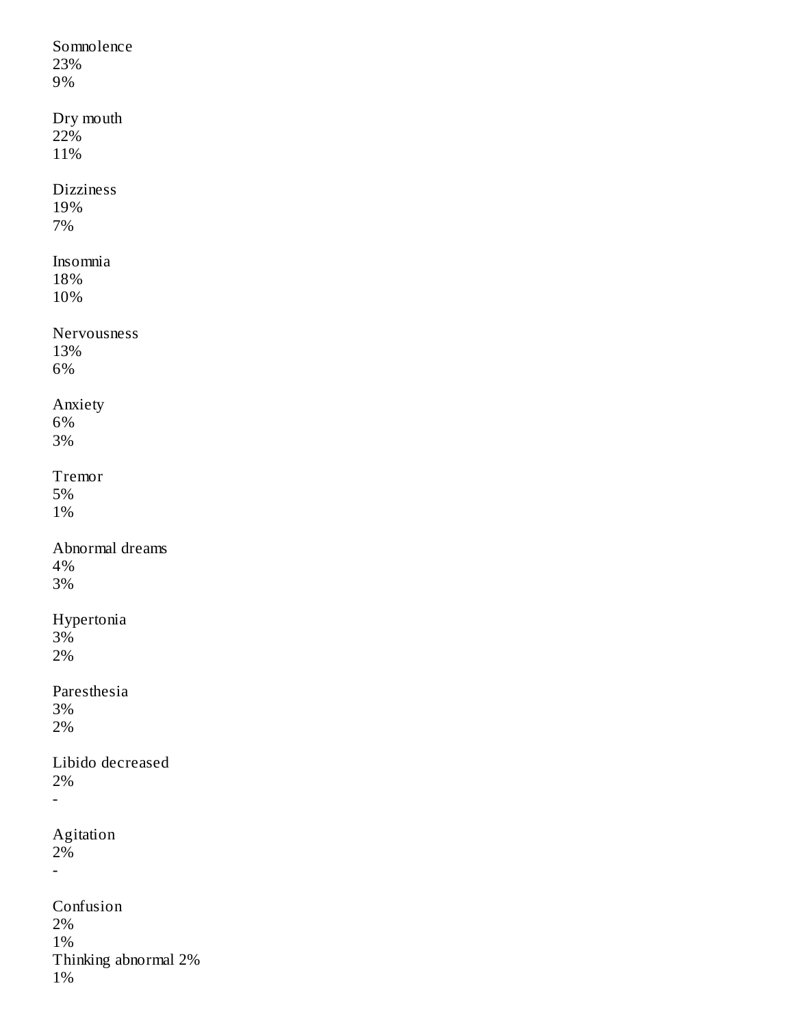| | | |
|---|---|---|
| Somnolence | 23% | 9% |
| Dry mouth | 22% | 11% |
| Dizziness | 19% | 7% |
| Insomnia | 18% | 10% |
| Nervousness | 13% | 6% |
| Anxiety | 6% | 3% |
| Tremor | 5% | 1% |
| Abnormal dreams | 4% | 3% |
| Hypertonia | 3% | 2% |
| Paresthesia | 3% | 2% |
| Libido decreased | 2% | - |
| Agitation | 2% | - |
| Confusion | 2% | 1% |
| Thinking abnormal | 2% | 1% |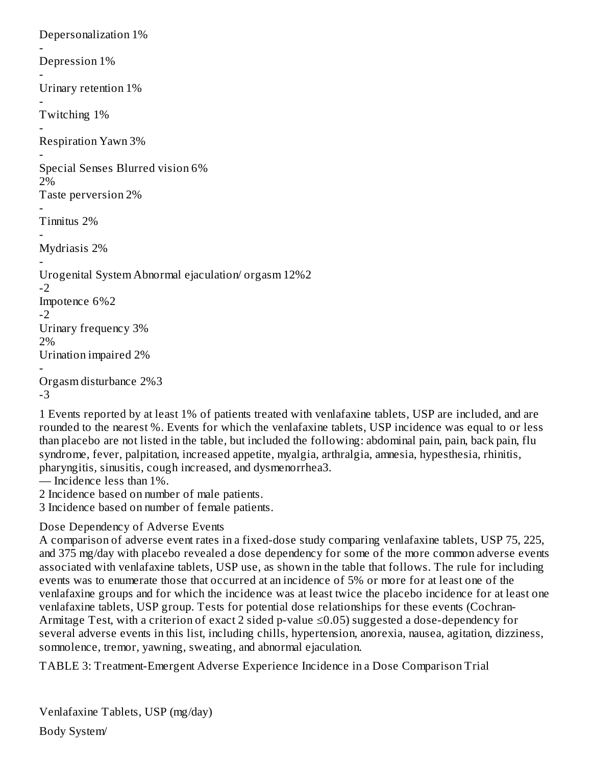| Body System / Adverse Event | Venlafaxine Tablets, USP | Placebo |
|---|---|---|
| Depersonalization | 1% | - |
| Depression | 1% | - |
| Urinary retention | 1% | - |
| Twitching | 1% | - |
| **Respiration** Yawn | 3% | - |
| **Special Senses** Blurred vision | 6% | 2% |
| Taste perversion | 2% | - |
| Tinnitus | 2% | - |
| Mydriasis | 2% | - |
| **Urogenital System** Abnormal ejaculation/ orgasm | 12%[2] | -[2] |
| Impotence | 6%[2] | -[2] |
| Urinary frequency | 3% | 2% |
| Urination impaired | 2% | - |
| Orgasm disturbance | 2%[3] | -[3] |

1 Events reported by at least 1% of patients treated with venlafaxine tablets, USP are included, and are rounded to the nearest %. Events for which the venlafaxine tablets, USP incidence was equal to or less than placebo are not listed in the table, but included the following: abdominal pain, pain, back pain, flu syndrome, fever, palpitation, increased appetite, myalgia, arthralgia, amnesia, hypesthesia, rhinitis, pharyngitis, sinusitis, cough increased, and dysmenorrhea3.

— Incidence less than 1%.

2 Incidence based on number of male patients.

3 Incidence based on number of female patients.

Dose Dependency of Adverse Events

A comparison of adverse event rates in a fixed-dose study comparing venlafaxine tablets, USP 75, 225, and 375 mg/day with placebo revealed a dose dependency for some of the more common adverse events associated with venlafaxine tablets, USP use, as shown in the table that follows. The rule for including events was to enumerate those that occurred at an incidence of 5% or more for at least one of the venlafaxine groups and for which the incidence was at least twice the placebo incidence for at least one venlafaxine tablets, USP group. Tests for potential dose relationships for these events (Cochran-Armitage Test, with a criterion of exact 2 sided p-value ≤0.05) suggested a dose-dependency for several adverse events in this list, including chills, hypertension, anorexia, nausea, agitation, dizziness, somnolence, tremor, yawning, sweating, and abnormal ejaculation.

TABLE 3: Treatment-Emergent Adverse Experience Incidence in a Dose Comparison Trial

Venlafaxine Tablets, USP (mg/day)

Body System/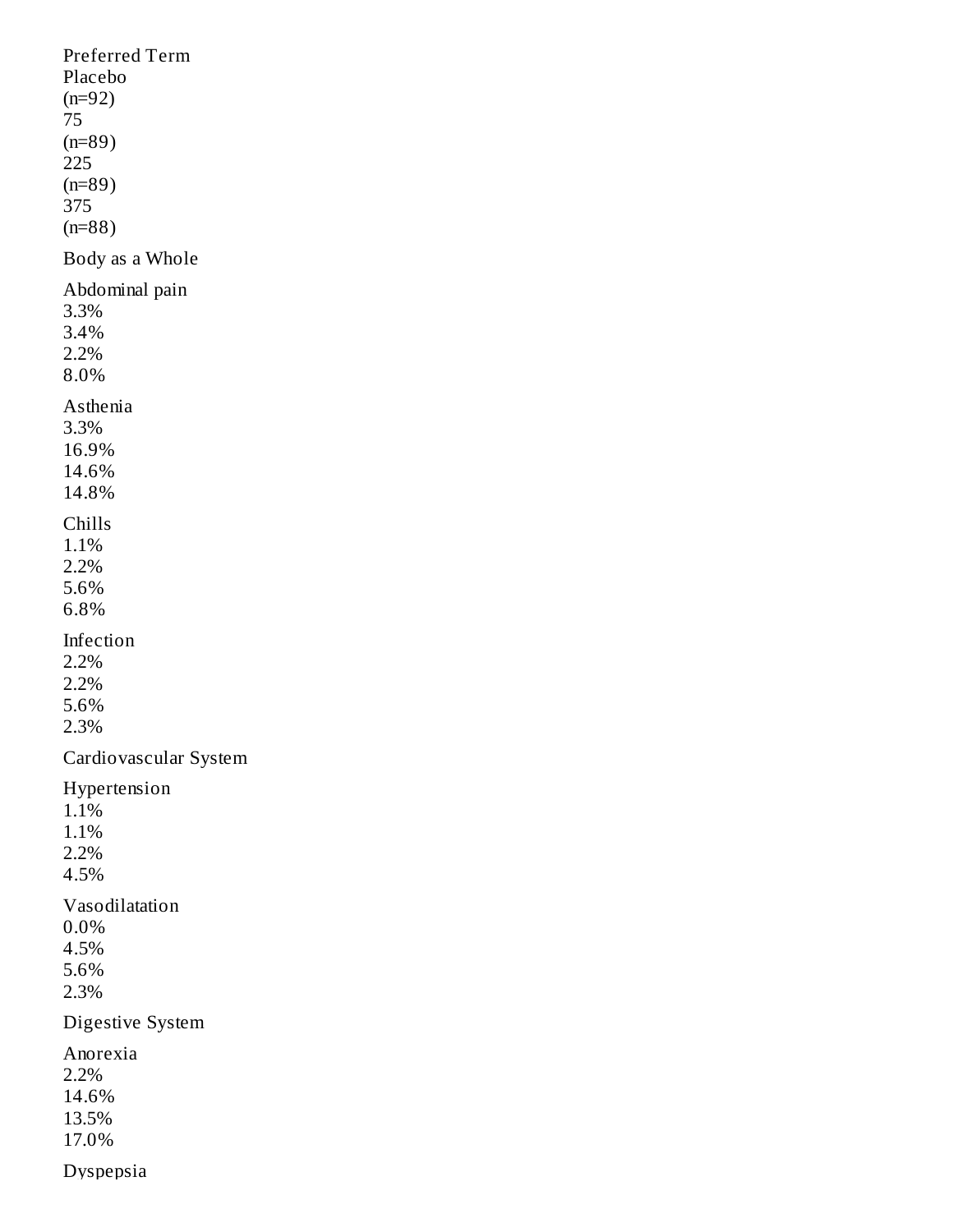| Preferred Term | Placebo (n=92) | 75 (n=89) | 225 (n=89) | 375 (n=88) |
|---|---|---|---|---|
| Body as a Whole | | | | |
| Abdominal pain | 3.3% | 3.4% | 2.2% | 8.0% |
| Asthenia | 3.3% | 16.9% | 14.6% | 14.8% |
| Chills | 1.1% | 2.2% | 5.6% | 6.8% |
| Infection | 2.2% | 2.2% | 5.6% | 2.3% |
| Cardiovascular System | | | | |
| Hypertension | 1.1% | 1.1% | 2.2% | 4.5% |
| Vasodilatation | 0.0% | 4.5% | 5.6% | 2.3% |
| Digestive System | | | | |
| Anorexia | 2.2% | 14.6% | 13.5% | 17.0% |
| Dyspepsia | | | | |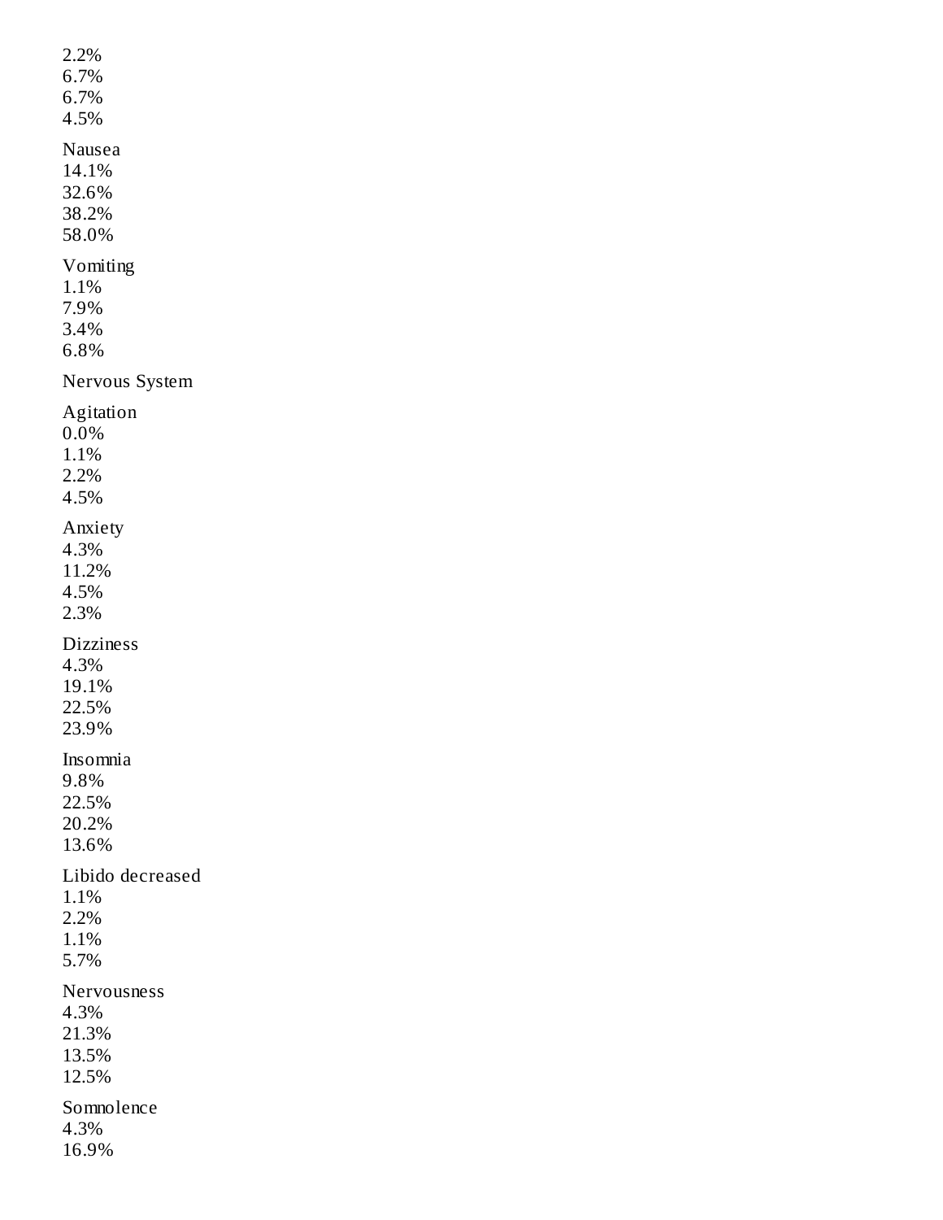2.2%
6.7%
6.7%
4.5%

Nausea
14.1%
32.6%
38.2%
58.0%

Vomiting
1.1%
7.9%
3.4%
6.8%

Nervous System

Agitation
0.0%
1.1%
2.2%
4.5%

Anxiety
4.3%
11.2%
4.5%
2.3%

Dizziness
4.3%
19.1%
22.5%
23.9%

Insomnia
9.8%
22.5%
20.2%
13.6%

Libido decreased
1.1%
2.2%
1.1%
5.7%

Nervousness
4.3%
21.3%
13.5%
12.5%

Somnolence
4.3%
16.9%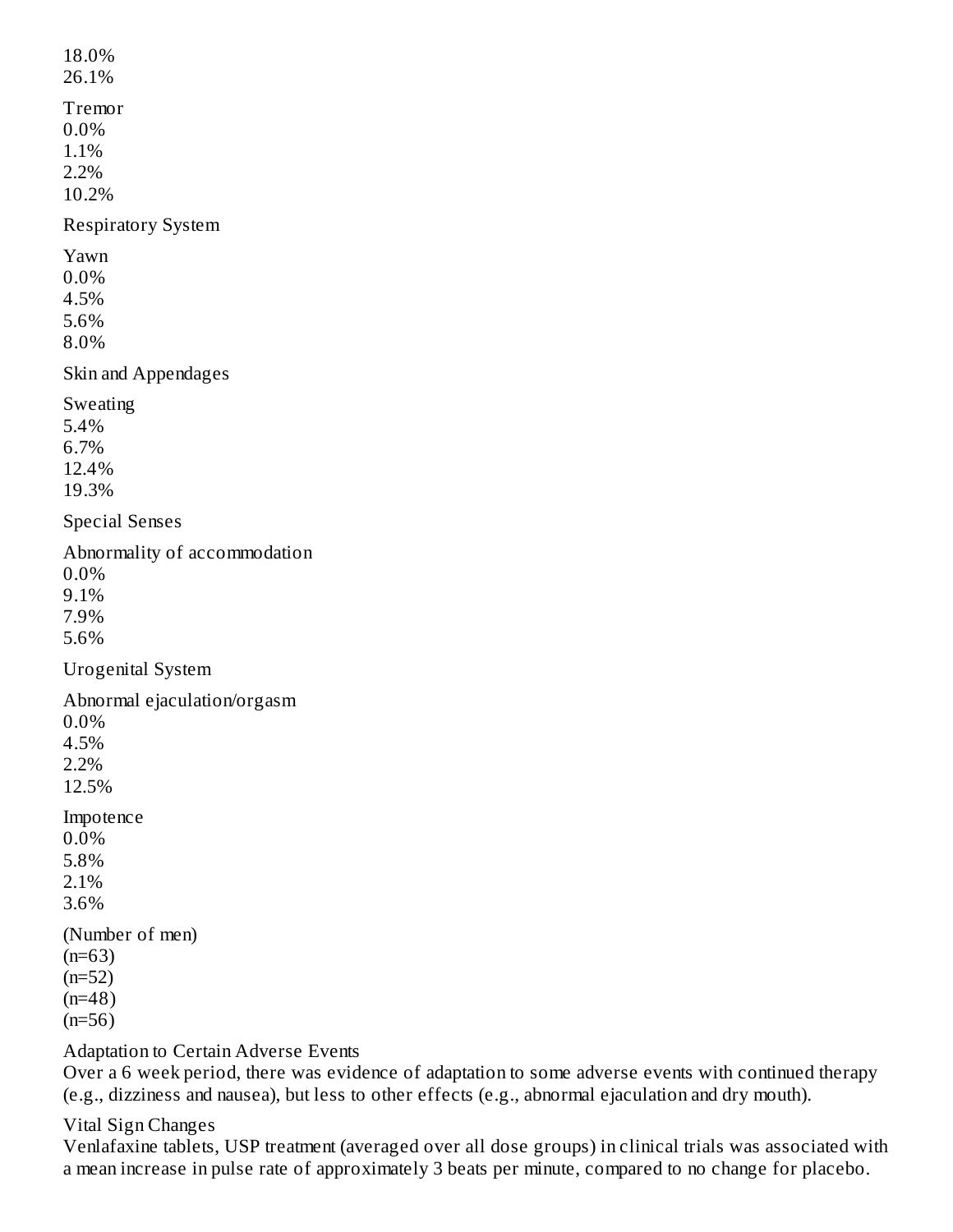18.0%
26.1%

Tremor
0.0%
1.1%
2.2%
10.2%

Respiratory System

Yawn
0.0%
4.5%
5.6%
8.0%

Skin and Appendages

Sweating
5.4%
6.7%
12.4%
19.3%

Special Senses

Abnormality of accommodation
0.0%
9.1%
7.9%
5.6%

Urogenital System

Abnormal ejaculation/orgasm
0.0%
4.5%
2.2%
12.5%

Impotence
0.0%
5.8%
2.1%
3.6%

(Number of men)
(n=63)
(n=52)
(n=48)
(n=56)

Adaptation to Certain Adverse Events
Over a 6 week period, there was evidence of adaptation to some adverse events with continued therapy (e.g., dizziness and nausea), but less to other effects (e.g., abnormal ejaculation and dry mouth).

Vital Sign Changes
Venlafaxine tablets, USP treatment (averaged over all dose groups) in clinical trials was associated with a mean increase in pulse rate of approximately 3 beats per minute, compared to no change for placebo.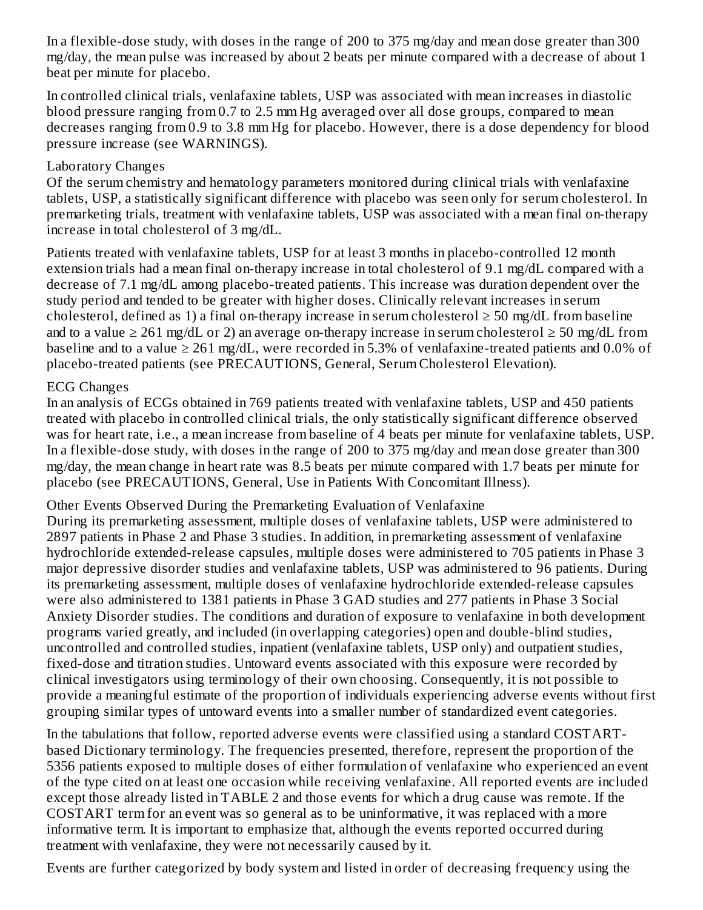In a flexible-dose study, with doses in the range of 200 to 375 mg/day and mean dose greater than 300 mg/day, the mean pulse was increased by about 2 beats per minute compared with a decrease of about 1 beat per minute for placebo.

In controlled clinical trials, venlafaxine tablets, USP was associated with mean increases in diastolic blood pressure ranging from 0.7 to 2.5 mm Hg averaged over all dose groups, compared to mean decreases ranging from 0.9 to 3.8 mm Hg for placebo. However, there is a dose dependency for blood pressure increase (see WARNINGS).

Laboratory Changes

Of the serum chemistry and hematology parameters monitored during clinical trials with venlafaxine tablets, USP, a statistically significant difference with placebo was seen only for serum cholesterol. In premarketing trials, treatment with venlafaxine tablets, USP was associated with a mean final on-therapy increase in total cholesterol of 3 mg/dL.

Patients treated with venlafaxine tablets, USP for at least 3 months in placebo-controlled 12 month extension trials had a mean final on-therapy increase in total cholesterol of 9.1 mg/dL compared with a decrease of 7.1 mg/dL among placebo-treated patients. This increase was duration dependent over the study period and tended to be greater with higher doses. Clinically relevant increases in serum cholesterol, defined as 1) a final on-therapy increase in serum cholesterol ≥ 50 mg/dL from baseline and to a value ≥ 261 mg/dL or 2) an average on-therapy increase in serum cholesterol ≥ 50 mg/dL from baseline and to a value ≥ 261 mg/dL, were recorded in 5.3% of venlafaxine-treated patients and 0.0% of placebo-treated patients (see PRECAUTIONS, General, Serum Cholesterol Elevation).

ECG Changes

In an analysis of ECGs obtained in 769 patients treated with venlafaxine tablets, USP and 450 patients treated with placebo in controlled clinical trials, the only statistically significant difference observed was for heart rate, i.e., a mean increase from baseline of 4 beats per minute for venlafaxine tablets, USP. In a flexible-dose study, with doses in the range of 200 to 375 mg/day and mean dose greater than 300 mg/day, the mean change in heart rate was 8.5 beats per minute compared with 1.7 beats per minute for placebo (see PRECAUTIONS, General, Use in Patients With Concomitant Illness).

Other Events Observed During the Premarketing Evaluation of Venlafaxine

During its premarketing assessment, multiple doses of venlafaxine tablets, USP were administered to 2897 patients in Phase 2 and Phase 3 studies. In addition, in premarketing assessment of venlafaxine hydrochloride extended-release capsules, multiple doses were administered to 705 patients in Phase 3 major depressive disorder studies and venlafaxine tablets, USP was administered to 96 patients. During its premarketing assessment, multiple doses of venlafaxine hydrochloride extended-release capsules were also administered to 1381 patients in Phase 3 GAD studies and 277 patients in Phase 3 Social Anxiety Disorder studies. The conditions and duration of exposure to venlafaxine in both development programs varied greatly, and included (in overlapping categories) open and double-blind studies, uncontrolled and controlled studies, inpatient (venlafaxine tablets, USP only) and outpatient studies, fixed-dose and titration studies. Untoward events associated with this exposure were recorded by clinical investigators using terminology of their own choosing. Consequently, it is not possible to provide a meaningful estimate of the proportion of individuals experiencing adverse events without first grouping similar types of untoward events into a smaller number of standardized event categories.

In the tabulations that follow, reported adverse events were classified using a standard COSTART-based Dictionary terminology. The frequencies presented, therefore, represent the proportion of the 5356 patients exposed to multiple doses of either formulation of venlafaxine who experienced an event of the type cited on at least one occasion while receiving venlafaxine. All reported events are included except those already listed in TABLE 2 and those events for which a drug cause was remote. If the COSTART term for an event was so general as to be uninformative, it was replaced with a more informative term. It is important to emphasize that, although the events reported occurred during treatment with venlafaxine, they were not necessarily caused by it.

Events are further categorized by body system and listed in order of decreasing frequency using the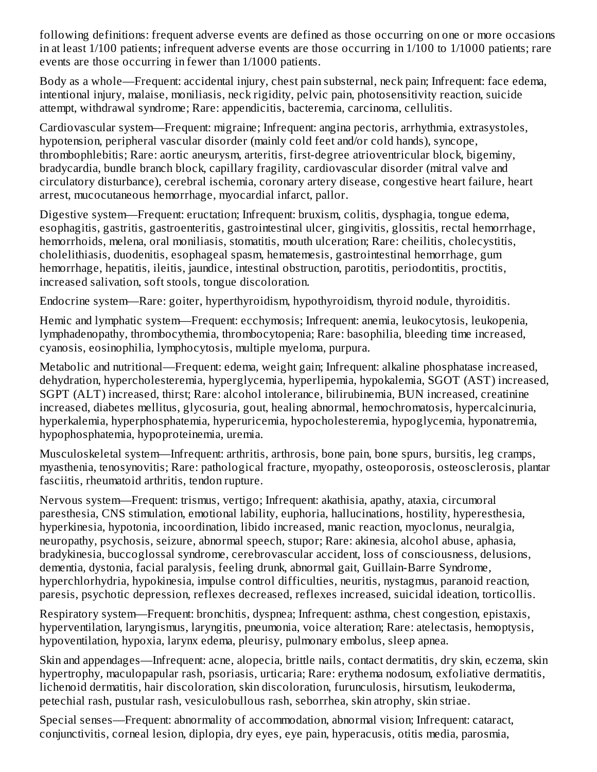following definitions: frequent adverse events are defined as those occurring on one or more occasions in at least 1/100 patients; infrequent adverse events are those occurring in 1/100 to 1/1000 patients; rare events are those occurring in fewer than 1/1000 patients.

Body as a whole—Frequent: accidental injury, chest pain substernal, neck pain; Infrequent: face edema, intentional injury, malaise, moniliasis, neck rigidity, pelvic pain, photosensitivity reaction, suicide attempt, withdrawal syndrome; Rare: appendicitis, bacteremia, carcinoma, cellulitis.

Cardiovascular system—Frequent: migraine; Infrequent: angina pectoris, arrhythmia, extrasystoles, hypotension, peripheral vascular disorder (mainly cold feet and/or cold hands), syncope, thrombophlebitis; Rare: aortic aneurysm, arteritis, first-degree atrioventricular block, bigeminy, bradycardia, bundle branch block, capillary fragility, cardiovascular disorder (mitral valve and circulatory disturbance), cerebral ischemia, coronary artery disease, congestive heart failure, heart arrest, mucocutaneous hemorrhage, myocardial infarct, pallor.

Digestive system—Frequent: eructation; Infrequent: bruxism, colitis, dysphagia, tongue edema, esophagitis, gastritis, gastroenteritis, gastrointestinal ulcer, gingivitis, glossitis, rectal hemorrhage, hemorrhoids, melena, oral moniliasis, stomatitis, mouth ulceration; Rare: cheilitis, cholecystitis, cholelithiasis, duodenitis, esophageal spasm, hematemesis, gastrointestinal hemorrhage, gum hemorrhage, hepatitis, ileitis, jaundice, intestinal obstruction, parotitis, periodontitis, proctitis, increased salivation, soft stools, tongue discoloration.

Endocrine system—Rare: goiter, hyperthyroidism, hypothyroidism, thyroid nodule, thyroiditis.

Hemic and lymphatic system—Frequent: ecchymosis; Infrequent: anemia, leukocytosis, leukopenia, lymphadenopathy, thrombocythemia, thrombocytopenia; Rare: basophilia, bleeding time increased, cyanosis, eosinophilia, lymphocytosis, multiple myeloma, purpura.

Metabolic and nutritional—Frequent: edema, weight gain; Infrequent: alkaline phosphatase increased, dehydration, hypercholesteremia, hyperglycemia, hyperlipemia, hypokalemia, SGOT (AST) increased, SGPT (ALT) increased, thirst; Rare: alcohol intolerance, bilirubinemia, BUN increased, creatinine increased, diabetes mellitus, glycosuria, gout, healing abnormal, hemochromatosis, hypercalcinuria, hyperkalemia, hyperphosphatemia, hyperuricemia, hypocholesteremia, hypoglycemia, hyponatremia, hypophosphatemia, hypoproteinemia, uremia.

Musculoskeletal system—Infrequent: arthritis, arthrosis, bone pain, bone spurs, bursitis, leg cramps, myasthenia, tenosynovitis; Rare: pathological fracture, myopathy, osteoporosis, osteosclerosis, plantar fasciitis, rheumatoid arthritis, tendon rupture.

Nervous system—Frequent: trismus, vertigo; Infrequent: akathisia, apathy, ataxia, circumoral paresthesia, CNS stimulation, emotional lability, euphoria, hallucinations, hostility, hyperesthesia, hyperkinesia, hypotonia, incoordination, libido increased, manic reaction, myoclonus, neuralgia, neuropathy, psychosis, seizure, abnormal speech, stupor; Rare: akinesia, alcohol abuse, aphasia, bradykinesia, buccoglossal syndrome, cerebrovascular accident, loss of consciousness, delusions, dementia, dystonia, facial paralysis, feeling drunk, abnormal gait, Guillain-Barre Syndrome, hyperchlorhydria, hypokinesia, impulse control difficulties, neuritis, nystagmus, paranoid reaction, paresis, psychotic depression, reflexes decreased, reflexes increased, suicidal ideation, torticollis.

Respiratory system—Frequent: bronchitis, dyspnea; Infrequent: asthma, chest congestion, epistaxis, hyperventilation, laryngismus, laryngitis, pneumonia, voice alteration; Rare: atelectasis, hemoptysis, hypoventilation, hypoxia, larynx edema, pleurisy, pulmonary embolus, sleep apnea.

Skin and appendages—Infrequent: acne, alopecia, brittle nails, contact dermatitis, dry skin, eczema, skin hypertrophy, maculopapular rash, psoriasis, urticaria; Rare: erythema nodosum, exfoliative dermatitis, lichenoid dermatitis, hair discoloration, skin discoloration, furunculosis, hirsutism, leukoderma, petechial rash, pustular rash, vesiculobullous rash, seborrhea, skin atrophy, skin striae.

Special senses—Frequent: abnormality of accommodation, abnormal vision; Infrequent: cataract, conjunctivitis, corneal lesion, diplopia, dry eyes, eye pain, hyperacusis, otitis media, parosmia,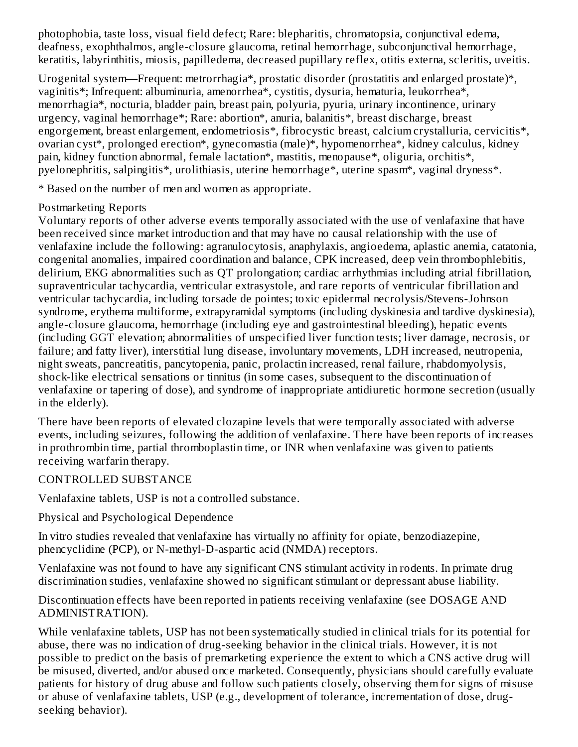photophobia, taste loss, visual field defect; Rare: blepharitis, chromatopsia, conjunctival edema, deafness, exophthalmos, angle-closure glaucoma, retinal hemorrhage, subconjunctival hemorrhage, keratitis, labyrinthitis, miosis, papilledema, decreased pupillary reflex, otitis externa, scleritis, uveitis.

Urogenital system—Frequent: metrorrhagia*, prostatic disorder (prostatitis and enlarged prostate)*, vaginitis*; Infrequent: albuminuria, amenorrhea*, cystitis, dysuria, hematuria, leukorrhea*, menorrhagia*, nocturia, bladder pain, breast pain, polyuria, pyuria, urinary incontinence, urinary urgency, vaginal hemorrhage*; Rare: abortion*, anuria, balanitis*, breast discharge, breast engorgement, breast enlargement, endometriosis*, fibrocystic breast, calcium crystalluria, cervicitis*, ovarian cyst*, prolonged erection*, gynecomastia (male)*, hypomenorrhea*, kidney calculus, kidney pain, kidney function abnormal, female lactation*, mastitis, menopause*, oliguria, orchitis*, pyelonephritis, salpingitis*, urolithiasis, uterine hemorrhage*, uterine spasm*, vaginal dryness*.

* Based on the number of men and women as appropriate.

Postmarketing Reports

Voluntary reports of other adverse events temporally associated with the use of venlafaxine that have been received since market introduction and that may have no causal relationship with the use of venlafaxine include the following: agranulocytosis, anaphylaxis, angioedema, aplastic anemia, catatonia, congenital anomalies, impaired coordination and balance, CPK increased, deep vein thrombophlebitis, delirium, EKG abnormalities such as QT prolongation; cardiac arrhythmias including atrial fibrillation, supraventricular tachycardia, ventricular extrasystole, and rare reports of ventricular fibrillation and ventricular tachycardia, including torsade de pointes; toxic epidermal necrolysis/Stevens-Johnson syndrome, erythema multiforme, extrapyramidal symptoms (including dyskinesia and tardive dyskinesia), angle-closure glaucoma, hemorrhage (including eye and gastrointestinal bleeding), hepatic events (including GGT elevation; abnormalities of unspecified liver function tests; liver damage, necrosis, or failure; and fatty liver), interstitial lung disease, involuntary movements, LDH increased, neutropenia, night sweats, pancreatitis, pancytopenia, panic, prolactin increased, renal failure, rhabdomyolysis, shock-like electrical sensations or tinnitus (in some cases, subsequent to the discontinuation of venlafaxine or tapering of dose), and syndrome of inappropriate antidiuretic hormone secretion (usually in the elderly).

There have been reports of elevated clozapine levels that were temporally associated with adverse events, including seizures, following the addition of venlafaxine. There have been reports of increases in prothrombin time, partial thromboplastin time, or INR when venlafaxine was given to patients receiving warfarin therapy.

## CONTROLLED SUBSTANCE

Venlafaxine tablets, USP is not a controlled substance.

### Physical and Psychological Dependence

In vitro studies revealed that venlafaxine has virtually no affinity for opiate, benzodiazepine, phencyclidine (PCP), or N-methyl-D-aspartic acid (NMDA) receptors.

Venlafaxine was not found to have any significant CNS stimulant activity in rodents. In primate drug discrimination studies, venlafaxine showed no significant stimulant or depressant abuse liability.

Discontinuation effects have been reported in patients receiving venlafaxine (see DOSAGE AND ADMINISTRATION).

While venlafaxine tablets, USP has not been systematically studied in clinical trials for its potential for abuse, there was no indication of drug-seeking behavior in the clinical trials. However, it is not possible to predict on the basis of premarketing experience the extent to which a CNS active drug will be misused, diverted, and/or abused once marketed. Consequently, physicians should carefully evaluate patients for history of drug abuse and follow such patients closely, observing them for signs of misuse or abuse of venlafaxine tablets, USP (e.g., development of tolerance, incrementation of dose, drug-seeking behavior).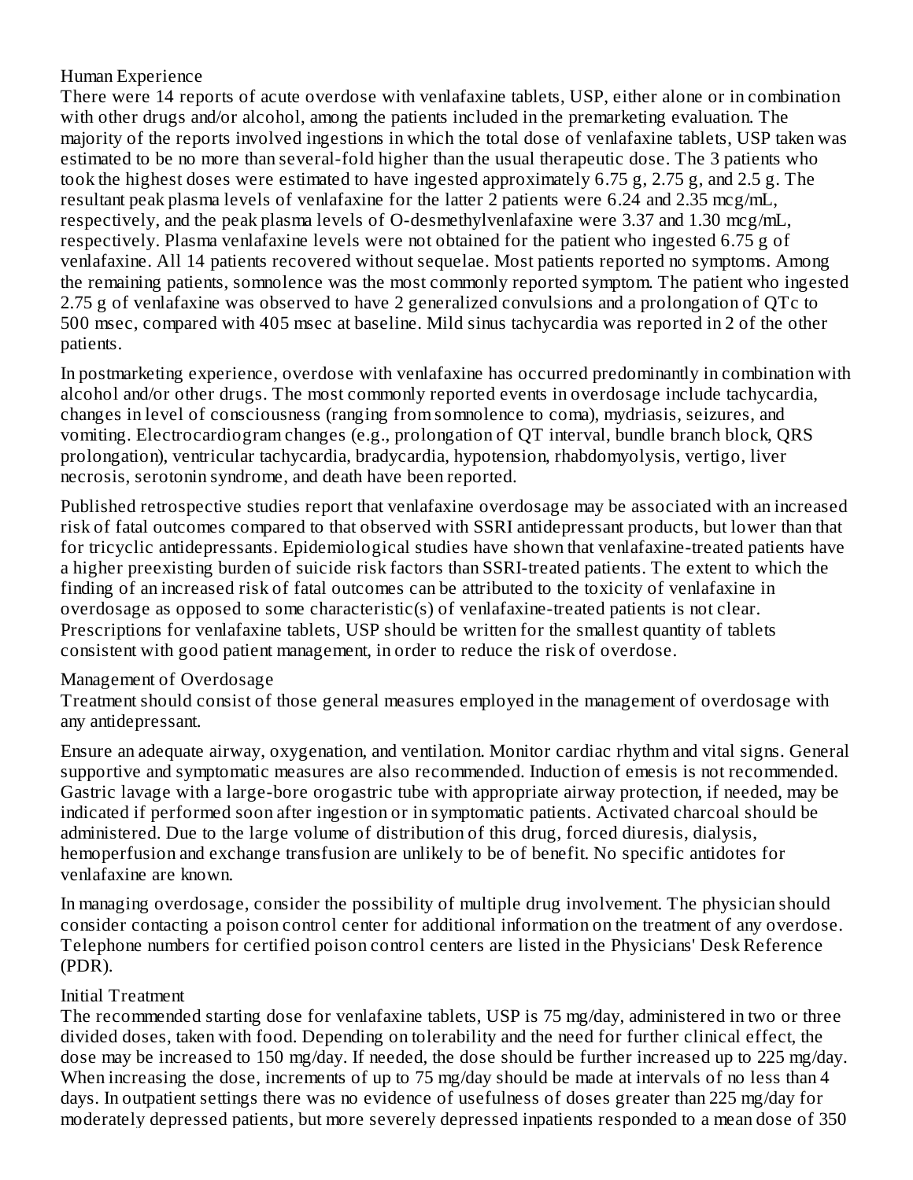### Human Experience

There were 14 reports of acute overdose with venlafaxine tablets, USP, either alone or in combination with other drugs and/or alcohol, among the patients included in the premarketing evaluation. The majority of the reports involved ingestions in which the total dose of venlafaxine tablets, USP taken was estimated to be no more than several-fold higher than the usual therapeutic dose. The 3 patients who took the highest doses were estimated to have ingested approximately 6.75 g, 2.75 g, and 2.5 g. The resultant peak plasma levels of venlafaxine for the latter 2 patients were 6.24 and 2.35 mcg/mL, respectively, and the peak plasma levels of O-desmethylvenlafaxine were 3.37 and 1.30 mcg/mL, respectively. Plasma venlafaxine levels were not obtained for the patient who ingested 6.75 g of venlafaxine. All 14 patients recovered without sequelae. Most patients reported no symptoms. Among the remaining patients, somnolence was the most commonly reported symptom. The patient who ingested 2.75 g of venlafaxine was observed to have 2 generalized convulsions and a prolongation of QTc to 500 msec, compared with 405 msec at baseline. Mild sinus tachycardia was reported in 2 of the other patients.

In postmarketing experience, overdose with venlafaxine has occurred predominantly in combination with alcohol and/or other drugs. The most commonly reported events in overdosage include tachycardia, changes in level of consciousness (ranging from somnolence to coma), mydriasis, seizures, and vomiting. Electrocardiogram changes (e.g., prolongation of QT interval, bundle branch block, QRS prolongation), ventricular tachycardia, bradycardia, hypotension, rhabdomyolysis, vertigo, liver necrosis, serotonin syndrome, and death have been reported.

Published retrospective studies report that venlafaxine overdosage may be associated with an increased risk of fatal outcomes compared to that observed with SSRI antidepressant products, but lower than that for tricyclic antidepressants. Epidemiological studies have shown that venlafaxine-treated patients have a higher preexisting burden of suicide risk factors than SSRI-treated patients. The extent to which the finding of an increased risk of fatal outcomes can be attributed to the toxicity of venlafaxine in overdosage as opposed to some characteristic(s) of venlafaxine-treated patients is not clear. Prescriptions for venlafaxine tablets, USP should be written for the smallest quantity of tablets consistent with good patient management, in order to reduce the risk of overdose.

### Management of Overdosage

Treatment should consist of those general measures employed in the management of overdosage with any antidepressant.

Ensure an adequate airway, oxygenation, and ventilation. Monitor cardiac rhythm and vital signs. General supportive and symptomatic measures are also recommended. Induction of emesis is not recommended. Gastric lavage with a large-bore orogastric tube with appropriate airway protection, if needed, may be indicated if performed soon after ingestion or in symptomatic patients. Activated charcoal should be administered. Due to the large volume of distribution of this drug, forced diuresis, dialysis, hemoperfusion and exchange transfusion are unlikely to be of benefit. No specific antidotes for venlafaxine are known.

In managing overdosage, consider the possibility of multiple drug involvement. The physician should consider contacting a poison control center for additional information on the treatment of any overdose. Telephone numbers for certified poison control centers are listed in the Physicians' Desk Reference (PDR).

### Initial Treatment

The recommended starting dose for venlafaxine tablets, USP is 75 mg/day, administered in two or three divided doses, taken with food. Depending on tolerability and the need for further clinical effect, the dose may be increased to 150 mg/day. If needed, the dose should be further increased up to 225 mg/day. When increasing the dose, increments of up to 75 mg/day should be made at intervals of no less than 4 days. In outpatient settings there was no evidence of usefulness of doses greater than 225 mg/day for moderately depressed patients, but more severely depressed inpatients responded to a mean dose of 350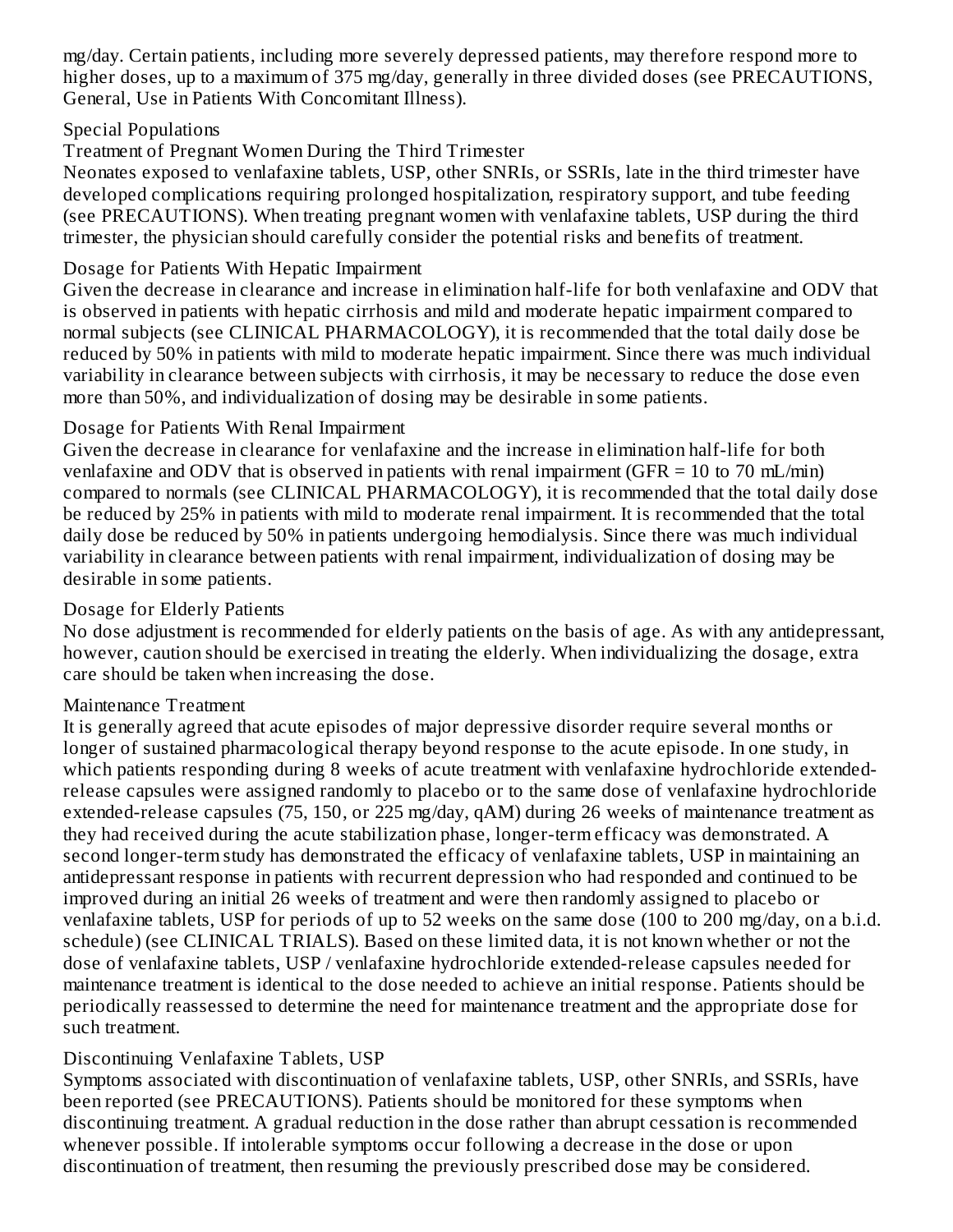mg/day. Certain patients, including more severely depressed patients, may therefore respond more to higher doses, up to a maximum of 375 mg/day, generally in three divided doses (see PRECAUTIONS, General, Use in Patients With Concomitant Illness).

### Special Populations

#### Treatment of Pregnant Women During the Third Trimester

Neonates exposed to venlafaxine tablets, USP, other SNRIs, or SSRIs, late in the third trimester have developed complications requiring prolonged hospitalization, respiratory support, and tube feeding (see PRECAUTIONS). When treating pregnant women with venlafaxine tablets, USP during the third trimester, the physician should carefully consider the potential risks and benefits of treatment.

#### Dosage for Patients With Hepatic Impairment

Given the decrease in clearance and increase in elimination half-life for both venlafaxine and ODV that is observed in patients with hepatic cirrhosis and mild and moderate hepatic impairment compared to normal subjects (see CLINICAL PHARMACOLOGY), it is recommended that the total daily dose be reduced by 50% in patients with mild to moderate hepatic impairment. Since there was much individual variability in clearance between subjects with cirrhosis, it may be necessary to reduce the dose even more than 50%, and individualization of dosing may be desirable in some patients.

#### Dosage for Patients With Renal Impairment

Given the decrease in clearance for venlafaxine and the increase in elimination half-life for both venlafaxine and ODV that is observed in patients with renal impairment (GFR = 10 to 70 mL/min) compared to normals (see CLINICAL PHARMACOLOGY), it is recommended that the total daily dose be reduced by 25% in patients with mild to moderate renal impairment. It is recommended that the total daily dose be reduced by 50% in patients undergoing hemodialysis. Since there was much individual variability in clearance between patients with renal impairment, individualization of dosing may be desirable in some patients.

#### Dosage for Elderly Patients

No dose adjustment is recommended for elderly patients on the basis of age. As with any antidepressant, however, caution should be exercised in treating the elderly. When individualizing the dosage, extra care should be taken when increasing the dose.

### Maintenance Treatment

It is generally agreed that acute episodes of major depressive disorder require several months or longer of sustained pharmacological therapy beyond response to the acute episode. In one study, in which patients responding during 8 weeks of acute treatment with venlafaxine hydrochloride extended-release capsules were assigned randomly to placebo or to the same dose of venlafaxine hydrochloride extended-release capsules (75, 150, or 225 mg/day, qAM) during 26 weeks of maintenance treatment as they had received during the acute stabilization phase, longer-term efficacy was demonstrated. A second longer-term study has demonstrated the efficacy of venlafaxine tablets, USP in maintaining an antidepressant response in patients with recurrent depression who had responded and continued to be improved during an initial 26 weeks of treatment and were then randomly assigned to placebo or venlafaxine tablets, USP for periods of up to 52 weeks on the same dose (100 to 200 mg/day, on a b.i.d. schedule) (see CLINICAL TRIALS). Based on these limited data, it is not known whether or not the dose of venlafaxine tablets, USP / venlafaxine hydrochloride extended-release capsules needed for maintenance treatment is identical to the dose needed to achieve an initial response. Patients should be periodically reassessed to determine the need for maintenance treatment and the appropriate dose for such treatment.

### Discontinuing Venlafaxine Tablets, USP

Symptoms associated with discontinuation of venlafaxine tablets, USP, other SNRIs, and SSRIs, have been reported (see PRECAUTIONS). Patients should be monitored for these symptoms when discontinuing treatment. A gradual reduction in the dose rather than abrupt cessation is recommended whenever possible. If intolerable symptoms occur following a decrease in the dose or upon discontinuation of treatment, then resuming the previously prescribed dose may be considered.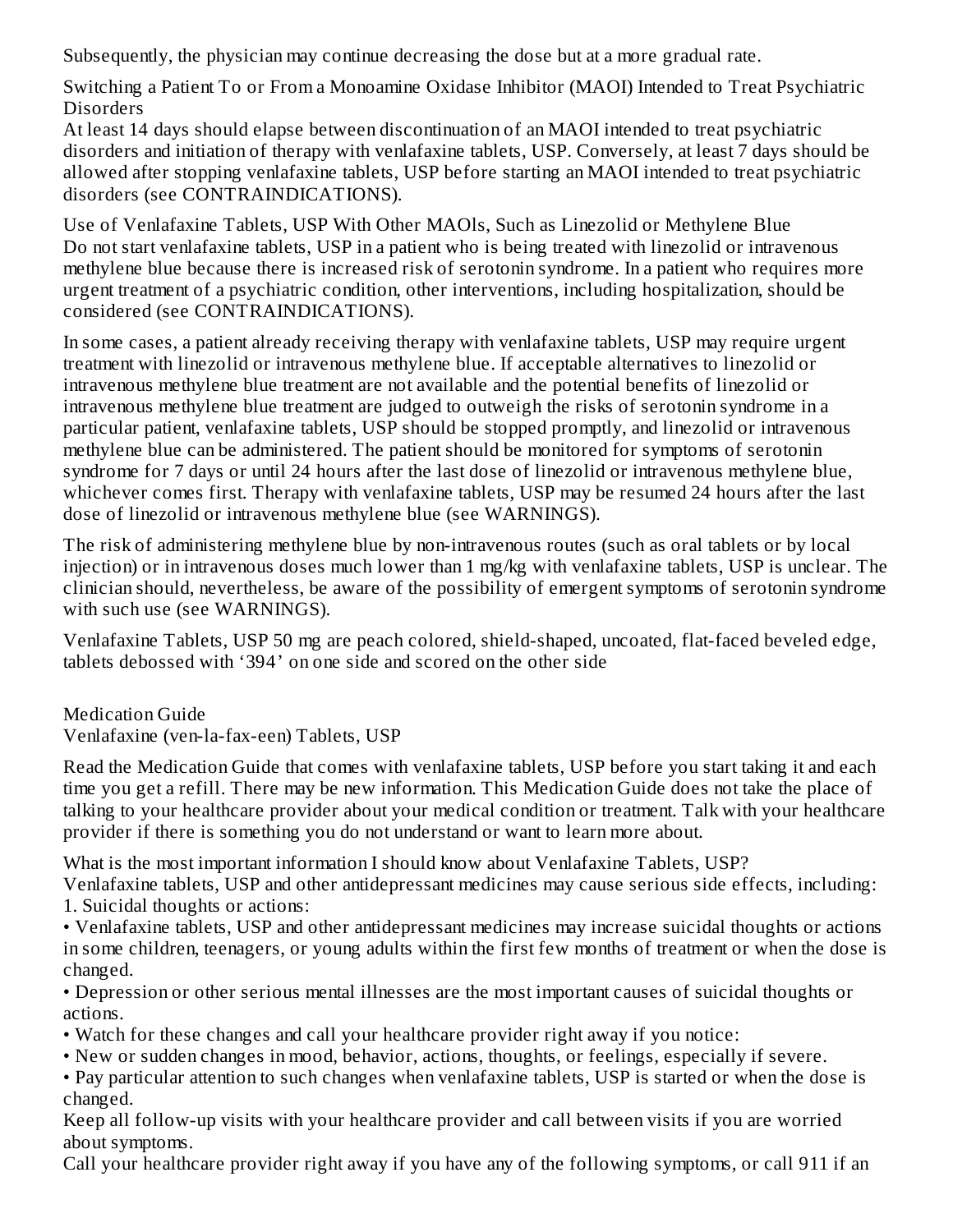Subsequently, the physician may continue decreasing the dose but at a more gradual rate.

### Switching a Patient To or From a Monoamine Oxidase Inhibitor (MAOI) Intended to Treat Psychiatric Disorders

At least 14 days should elapse between discontinuation of an MAOI intended to treat psychiatric disorders and initiation of therapy with venlafaxine tablets, USP. Conversely, at least 7 days should be allowed after stopping venlafaxine tablets, USP before starting an MAOI intended to treat psychiatric disorders (see CONTRAINDICATIONS).

### Use of Venlafaxine Tablets, USP With Other MAOls, Such as Linezolid or Methylene Blue

Do not start venlafaxine tablets, USP in a patient who is being treated with linezolid or intravenous methylene blue because there is increased risk of serotonin syndrome. In a patient who requires more urgent treatment of a psychiatric condition, other interventions, including hospitalization, should be considered (see CONTRAINDICATIONS).

In some cases, a patient already receiving therapy with venlafaxine tablets, USP may require urgent treatment with linezolid or intravenous methylene blue. If acceptable alternatives to linezolid or intravenous methylene blue treatment are not available and the potential benefits of linezolid or intravenous methylene blue treatment are judged to outweigh the risks of serotonin syndrome in a particular patient, venlafaxine tablets, USP should be stopped promptly, and linezolid or intravenous methylene blue can be administered. The patient should be monitored for symptoms of serotonin syndrome for 7 days or until 24 hours after the last dose of linezolid or intravenous methylene blue, whichever comes first. Therapy with venlafaxine tablets, USP may be resumed 24 hours after the last dose of linezolid or intravenous methylene blue (see WARNINGS).

The risk of administering methylene blue by non-intravenous routes (such as oral tablets or by local injection) or in intravenous doses much lower than 1 mg/kg with venlafaxine tablets, USP is unclear. The clinician should, nevertheless, be aware of the possibility of emergent symptoms of serotonin syndrome with such use (see WARNINGS).

Venlafaxine Tablets, USP 50 mg are peach colored, shield-shaped, uncoated, flat-faced beveled edge, tablets debossed with '394' on one side and scored on the other side

## Medication Guide

Venlafaxine (ven-la-fax-een) Tablets, USP

Read the Medication Guide that comes with venlafaxine tablets, USP before you start taking it and each time you get a refill. There may be new information. This Medication Guide does not take the place of talking to your healthcare provider about your medical condition or treatment. Talk with your healthcare provider if there is something you do not understand or want to learn more about.

### What is the most important information I should know about Venlafaxine Tablets, USP?

Venlafaxine tablets, USP and other antidepressant medicines may cause serious side effects, including:

1. Suicidal thoughts or actions:

- Venlafaxine tablets, USP and other antidepressant medicines may increase suicidal thoughts or actions in some children, teenagers, or young adults within the first few months of treatment or when the dose is changed.
- Depression or other serious mental illnesses are the most important causes of suicidal thoughts or actions.
- Watch for these changes and call your healthcare provider right away if you notice:
- New or sudden changes in mood, behavior, actions, thoughts, or feelings, especially if severe.
- Pay particular attention to such changes when venlafaxine tablets, USP is started or when the dose is changed.

Keep all follow-up visits with your healthcare provider and call between visits if you are worried about symptoms.

Call your healthcare provider right away if you have any of the following symptoms, or call 911 if an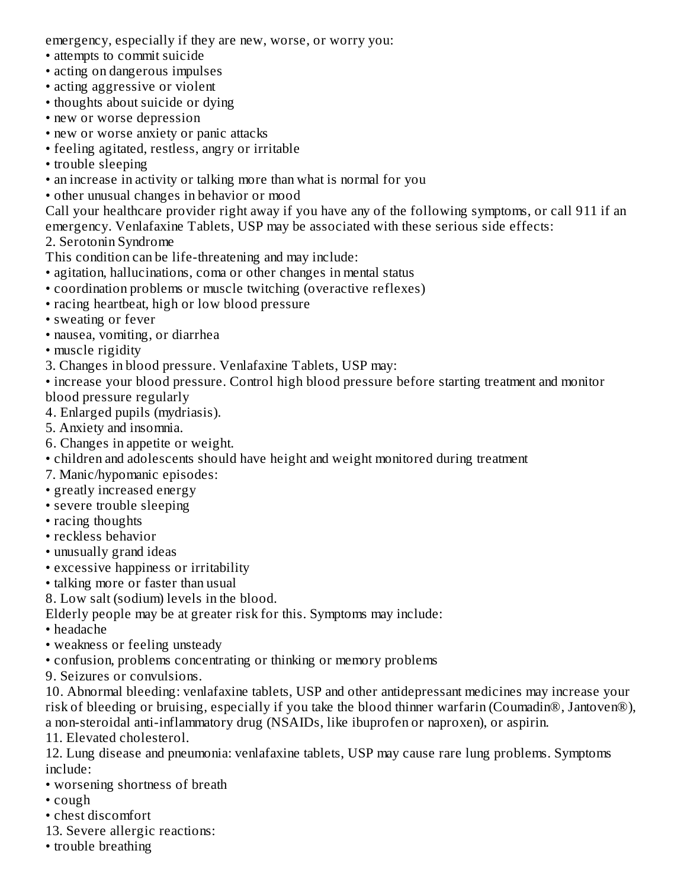emergency, especially if they are new, worse, or worry you:

- attempts to commit suicide
- acting on dangerous impulses
- acting aggressive or violent
- thoughts about suicide or dying
- new or worse depression
- new or worse anxiety or panic attacks
- feeling agitated, restless, angry or irritable
- trouble sleeping
- an increase in activity or talking more than what is normal for you
- other unusual changes in behavior or mood

Call your healthcare provider right away if you have any of the following symptoms, or call 911 if an emergency. Venlafaxine Tablets, USP may be associated with these serious side effects:

2. Serotonin Syndrome

This condition can be life-threatening and may include:

- agitation, hallucinations, coma or other changes in mental status
- coordination problems or muscle twitching (overactive reflexes)
- racing heartbeat, high or low blood pressure
- sweating or fever
- nausea, vomiting, or diarrhea
- muscle rigidity

3. Changes in blood pressure. Venlafaxine Tablets, USP may:

- increase your blood pressure. Control high blood pressure before starting treatment and monitor blood pressure regularly

4. Enlarged pupils (mydriasis).

5. Anxiety and insomnia.

6. Changes in appetite or weight.

- children and adolescents should have height and weight monitored during treatment

7. Manic/hypomanic episodes:

- greatly increased energy
- severe trouble sleeping
- racing thoughts
- reckless behavior
- unusually grand ideas
- excessive happiness or irritability
- talking more or faster than usual

8. Low salt (sodium) levels in the blood.

Elderly people may be at greater risk for this. Symptoms may include:

- headache
- weakness or feeling unsteady
- confusion, problems concentrating or thinking or memory problems

9. Seizures or convulsions.

10. Abnormal bleeding: venlafaxine tablets, USP and other antidepressant medicines may increase your risk of bleeding or bruising, especially if you take the blood thinner warfarin (Coumadin®, Jantoven®), a non-steroidal anti-inflammatory drug (NSAIDs, like ibuprofen or naproxen), or aspirin.

11. Elevated cholesterol.

12. Lung disease and pneumonia: venlafaxine tablets, USP may cause rare lung problems. Symptoms include:

- worsening shortness of breath
- cough
- chest discomfort

13. Severe allergic reactions:

- trouble breathing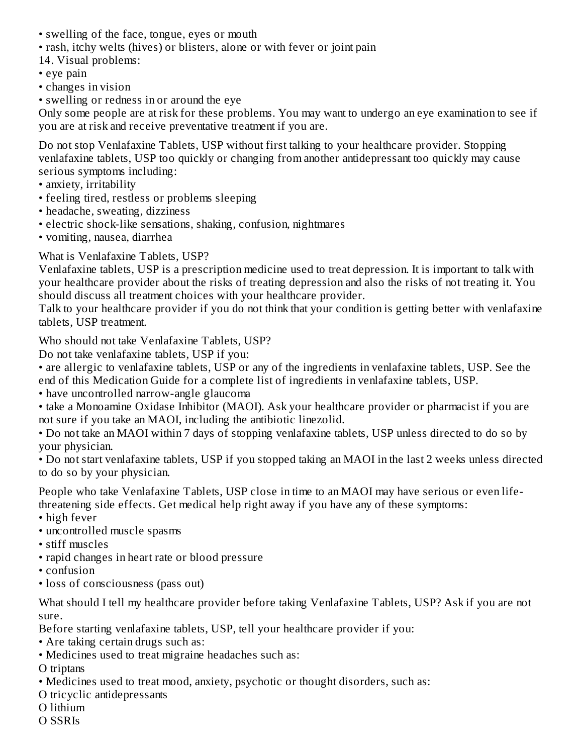- swelling of the face, tongue, eyes or mouth
- rash, itchy welts (hives) or blisters, alone or with fever or joint pain

14. Visual problems:

- eye pain
- changes in vision
- swelling or redness in or around the eye

Only some people are at risk for these problems. You may want to undergo an eye examination to see if you are at risk and receive preventative treatment if you are.

Do not stop Venlafaxine Tablets, USP without first talking to your healthcare provider. Stopping venlafaxine tablets, USP too quickly or changing from another antidepressant too quickly may cause serious symptoms including:

- anxiety, irritability
- feeling tired, restless or problems sleeping
- headache, sweating, dizziness
- electric shock-like sensations, shaking, confusion, nightmares
- vomiting, nausea, diarrhea

What is Venlafaxine Tablets, USP?

Venlafaxine tablets, USP is a prescription medicine used to treat depression. It is important to talk with your healthcare provider about the risks of treating depression and also the risks of not treating it. You should discuss all treatment choices with your healthcare provider.

Talk to your healthcare provider if you do not think that your condition is getting better with venlafaxine tablets, USP treatment.

Who should not take Venlafaxine Tablets, USP?

Do not take venlafaxine tablets, USP if you:

- are allergic to venlafaxine tablets, USP or any of the ingredients in venlafaxine tablets, USP. See the end of this Medication Guide for a complete list of ingredients in venlafaxine tablets, USP.
- have uncontrolled narrow-angle glaucoma
- take a Monoamine Oxidase Inhibitor (MAOI). Ask your healthcare provider or pharmacist if you are not sure if you take an MAOI, including the antibiotic linezolid.
- Do not take an MAOI within 7 days of stopping venlafaxine tablets, USP unless directed to do so by your physician.
- Do not start venlafaxine tablets, USP if you stopped taking an MAOI in the last 2 weeks unless directed to do so by your physician.

People who take Venlafaxine Tablets, USP close in time to an MAOI may have serious or even life-threatening side effects. Get medical help right away if you have any of these symptoms:

- high fever
- uncontrolled muscle spasms
- stiff muscles
- rapid changes in heart rate or blood pressure
- confusion
- loss of consciousness (pass out)

What should I tell my healthcare provider before taking Venlafaxine Tablets, USP? Ask if you are not sure.

Before starting venlafaxine tablets, USP, tell your healthcare provider if you:

- Are taking certain drugs such as:
- Medicines used to treat migraine headaches such as:
  - triptans
- Medicines used to treat mood, anxiety, psychotic or thought disorders, such as:
  - tricyclic antidepressants
  - lithium
  - SSRIs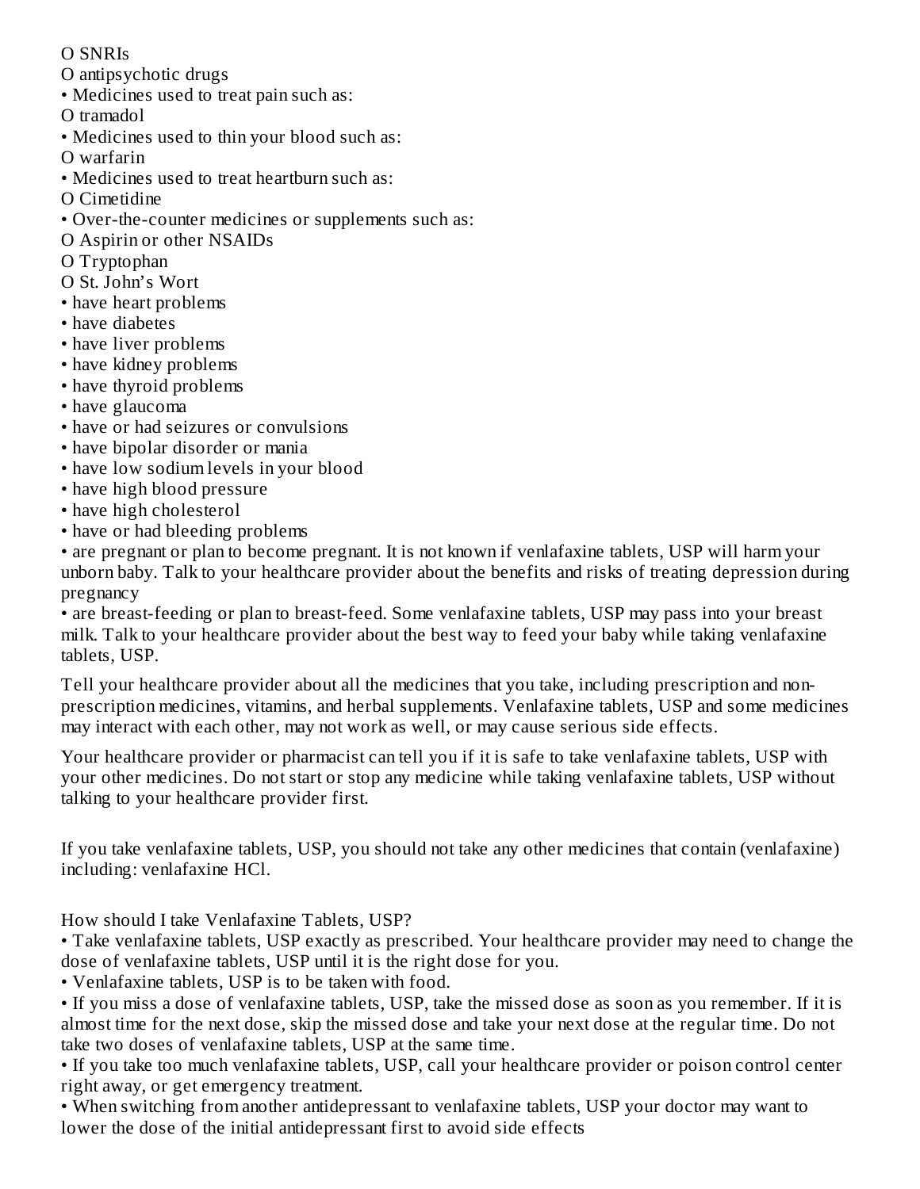- SNRIs
- antipsychotic drugs
- Medicines used to treat pain such as:
  - tramadol
- Medicines used to thin your blood such as:
  - warfarin
- Medicines used to treat heartburn such as:
  - Cimetidine
- Over-the-counter medicines or supplements such as:
  - Aspirin or other NSAIDs
  - Tryptophan
  - St. John's Wort
- have heart problems
- have diabetes
- have liver problems
- have kidney problems
- have thyroid problems
- have glaucoma
- have or had seizures or convulsions
- have bipolar disorder or mania
- have low sodium levels in your blood
- have high blood pressure
- have high cholesterol
- have or had bleeding problems
- are pregnant or plan to become pregnant. It is not known if venlafaxine tablets, USP will harm your unborn baby. Talk to your healthcare provider about the benefits and risks of treating depression during pregnancy
- are breast-feeding or plan to breast-feed. Some venlafaxine tablets, USP may pass into your breast milk. Talk to your healthcare provider about the best way to feed your baby while taking venlafaxine tablets, USP.

Tell your healthcare provider about all the medicines that you take, including prescription and non-prescription medicines, vitamins, and herbal supplements. Venlafaxine tablets, USP and some medicines may interact with each other, may not work as well, or may cause serious side effects.

Your healthcare provider or pharmacist can tell you if it is safe to take venlafaxine tablets, USP with your other medicines. Do not start or stop any medicine while taking venlafaxine tablets, USP without talking to your healthcare provider first.

If you take venlafaxine tablets, USP, you should not take any other medicines that contain (venlafaxine) including: venlafaxine HCl.

How should I take Venlafaxine Tablets, USP?

- Take venlafaxine tablets, USP exactly as prescribed. Your healthcare provider may need to change the dose of venlafaxine tablets, USP until it is the right dose for you.
- Venlafaxine tablets, USP is to be taken with food.
- If you miss a dose of venlafaxine tablets, USP, take the missed dose as soon as you remember. If it is almost time for the next dose, skip the missed dose and take your next dose at the regular time. Do not take two doses of venlafaxine tablets, USP at the same time.
- If you take too much venlafaxine tablets, USP, call your healthcare provider or poison control center right away, or get emergency treatment.
- When switching from another antidepressant to venlafaxine tablets, USP your doctor may want to lower the dose of the initial antidepressant first to avoid side effects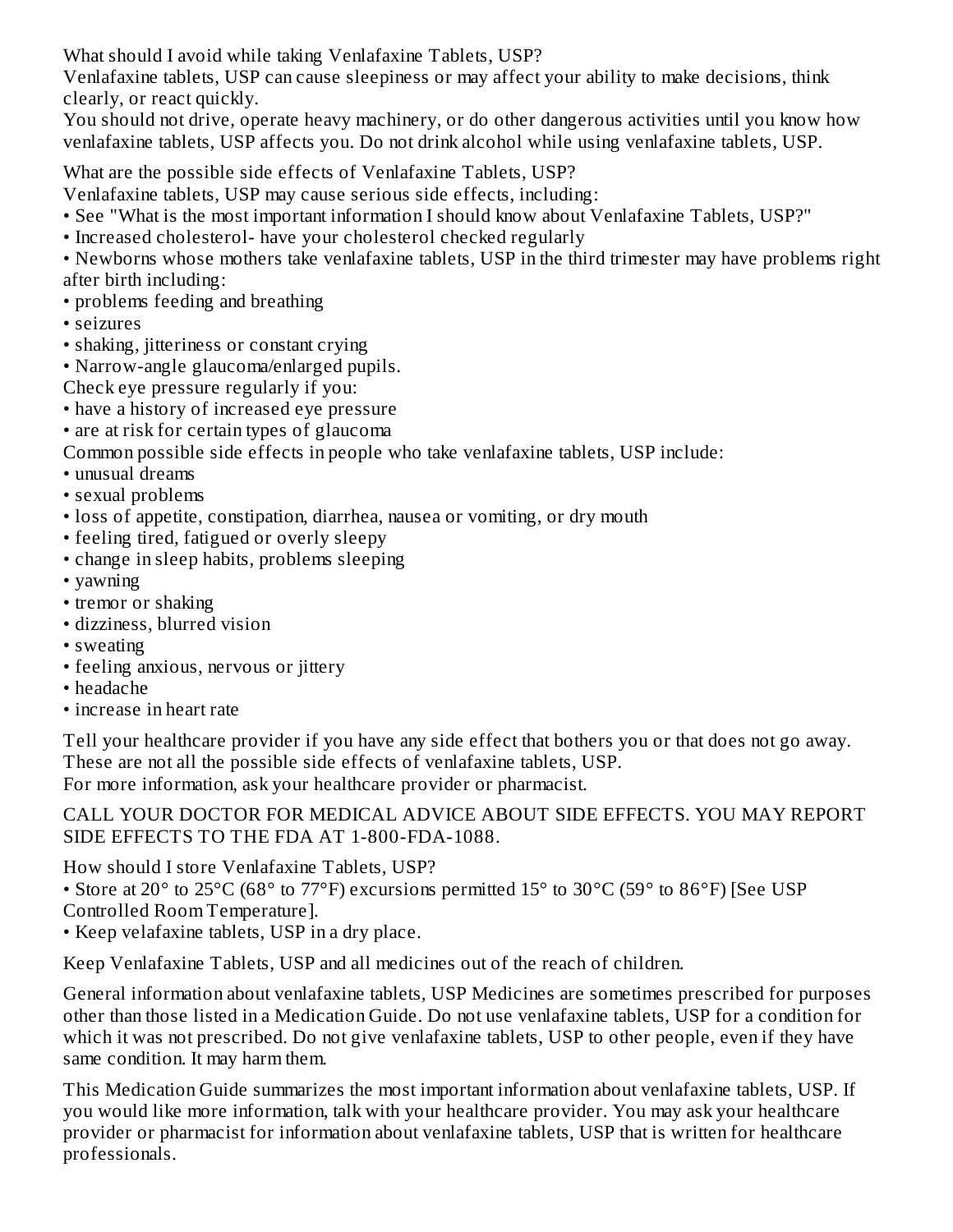What should I avoid while taking Venlafaxine Tablets, USP?

Venlafaxine tablets, USP can cause sleepiness or may affect your ability to make decisions, think clearly, or react quickly.

You should not drive, operate heavy machinery, or do other dangerous activities until you know how venlafaxine tablets, USP affects you. Do not drink alcohol while using venlafaxine tablets, USP.

What are the possible side effects of Venlafaxine Tablets, USP?

Venlafaxine tablets, USP may cause serious side effects, including:

- See "What is the most important information I should know about Venlafaxine Tablets, USP?"
- Increased cholesterol- have your cholesterol checked regularly
- Newborns whose mothers take venlafaxine tablets, USP in the third trimester may have problems right after birth including:
- problems feeding and breathing
- seizures
- shaking, jitteriness or constant crying
- Narrow-angle glaucoma/enlarged pupils.

Check eye pressure regularly if you:

- have a history of increased eye pressure
- are at risk for certain types of glaucoma

Common possible side effects in people who take venlafaxine tablets, USP include:

- unusual dreams
- sexual problems
- loss of appetite, constipation, diarrhea, nausea or vomiting, or dry mouth
- feeling tired, fatigued or overly sleepy
- change in sleep habits, problems sleeping
- yawning
- tremor or shaking
- dizziness, blurred vision
- sweating
- feeling anxious, nervous or jittery
- headache
- increase in heart rate

Tell your healthcare provider if you have any side effect that bothers you or that does not go away. These are not all the possible side effects of venlafaxine tablets, USP.

For more information, ask your healthcare provider or pharmacist.

CALL YOUR DOCTOR FOR MEDICAL ADVICE ABOUT SIDE EFFECTS. YOU MAY REPORT SIDE EFFECTS TO THE FDA AT 1-800-FDA-1088.

How should I store Venlafaxine Tablets, USP?

- Store at 20° to 25°C (68° to 77°F) excursions permitted 15° to 30°C (59° to 86°F) [See USP Controlled Room Temperature].
- Keep velafaxine tablets, USP in a dry place.

Keep Venlafaxine Tablets, USP and all medicines out of the reach of children.

General information about venlafaxine tablets, USP Medicines are sometimes prescribed for purposes other than those listed in a Medication Guide. Do not use venlafaxine tablets, USP for a condition for which it was not prescribed. Do not give venlafaxine tablets, USP to other people, even if they have same condition. It may harm them.

This Medication Guide summarizes the most important information about venlafaxine tablets, USP. If you would like more information, talk with your healthcare provider. You may ask your healthcare provider or pharmacist for information about venlafaxine tablets, USP that is written for healthcare professionals.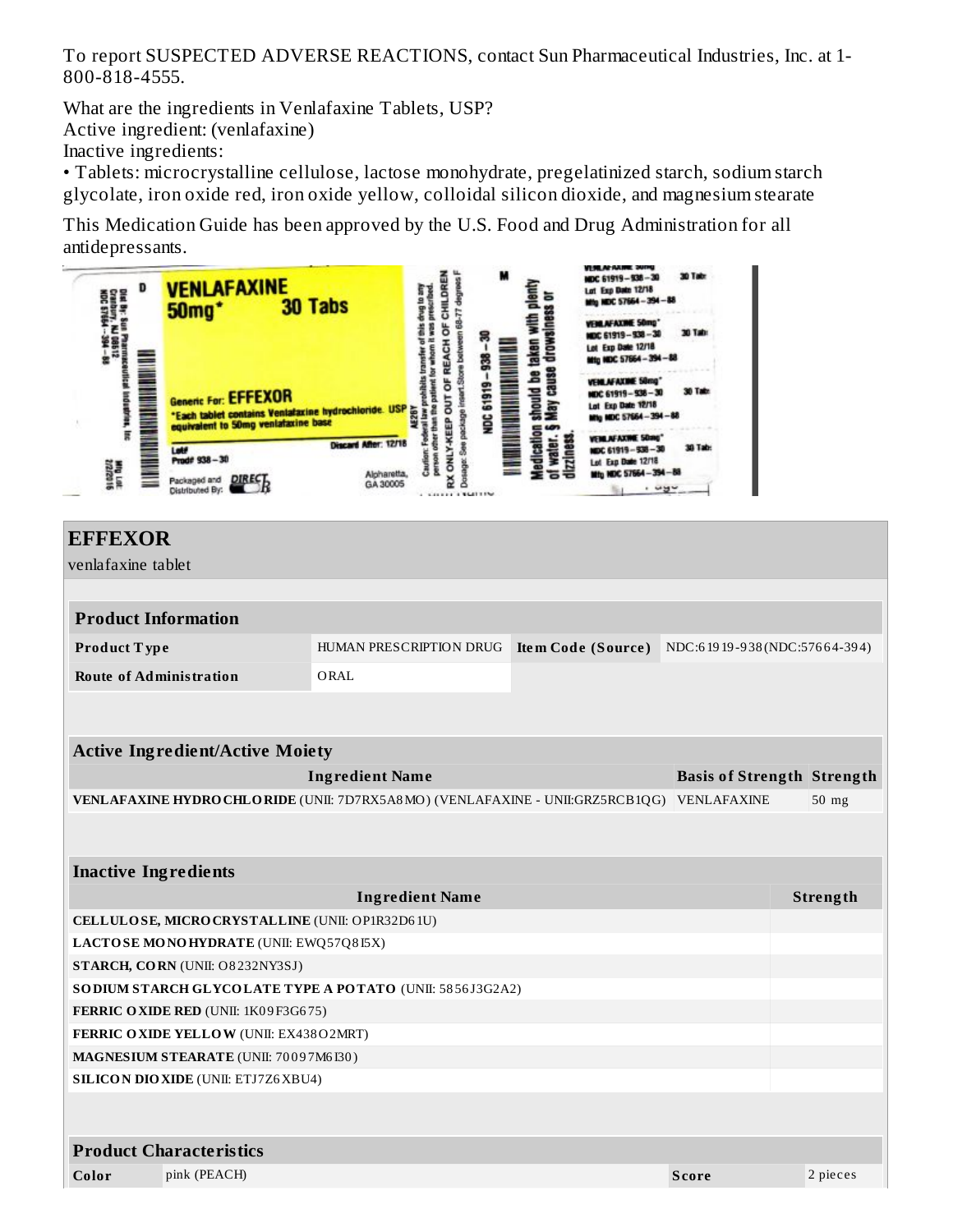To report SUSPECTED ADVERSE REACTIONS, contact Sun Pharmaceutical Industries, Inc. at 1-800-818-4555.

What are the ingredients in Venlafaxine Tablets, USP?
Active ingredient: (venlafaxine)
Inactive ingredients:
• Tablets: microcrystalline cellulose, lactose monohydrate, pregelatinized starch, sodium starch glycolate, iron oxide red, iron oxide yellow, colloidal silicon dioxide, and magnesium stearate

This Medication Guide has been approved by the U.S. Food and Drug Administration for all antidepressants.

VENLAFAXINE 50mg* 30 Tabs

Generic For: EFFEXOR
*Each tablet contains Venlafaxine hydrochloride, USP equivalent to 50mg venlafaxine base

Lot#
Prod# 938 – 30

Discard After: 12/18

Packaged and Distributed By: DIRECT Rx

Alpharetta, GA 30005

Caution: Federal law prohibits transfer of this drug to any person other than the patient for whom it was prescribed.
RX ONLY-KEEP OUT OF REACH OF CHILDREN
Dosage: See package insert. Store between 68-77 degrees F

NDC 61919 – 938 – 30

Medication should be taken with plenty of water. May cause drowsiness or dizziness.

Dist By: Sun Pharmaceutical Industries, Inc Cranbury, NJ 08512
NDC 57664 – 394 – 88
Mfg Lot: 
7/2/2016

VENLAFAXINE 50mg* NDC 61919 – 938 – 30 30 Tabs Lot Exp Date 12/18 Mfg NDC 57664 – 394 – 88

# EFFEXOR

venlafaxine tablet

| Product Information | | | |
|---|---|---|---|
| **Product Type** | HUMAN PRESCRIPTION DRUG | **Item Code (Source)** | NDC:61919-938(NDC:57664-394) |
| **Route of Administration** | ORAL | | |

| Active Ingredient/Active Moiety | | |
|---|---|---|
| **Ingredient Name** | **Basis of Strength** | **Strength** |
| **VENLAFAXINE HYDROCHLORIDE** (UNII: 7D7RX5A8MO) (VENLAFAXINE - UNII:GRZ5RCB1QG) | VENLAFAXINE | 50 mg |

| Inactive Ingredients | |
|---|---|
| **Ingredient Name** | **Strength** |
| **CELLULOSE, MICROCRYSTALLINE** (UNII: OP1R32D61U) | |
| **LACTOSE MONOHYDRATE** (UNII: EWQ57Q8I5X) | |
| **STARCH, CORN** (UNII: O8232NY3SJ) | |
| **SODIUM STARCH GLYCOLATE TYPE A POTATO** (UNII: 5856J3G2A2) | |
| **FERRIC OXIDE RED** (UNII: 1K09F3G675) | |
| **FERRIC OXIDE YELLOW** (UNII: EX438O2MRT) | |
| **MAGNESIUM STEARATE** (UNII: 70097M6I30) | |
| **SILICON DIOXIDE** (UNII: ETJ7Z6XBU4) | |

| Product Characteristics | | | |
|---|---|---|---|
| **Color** | pink (PEACH) | **Score** | 2 pieces |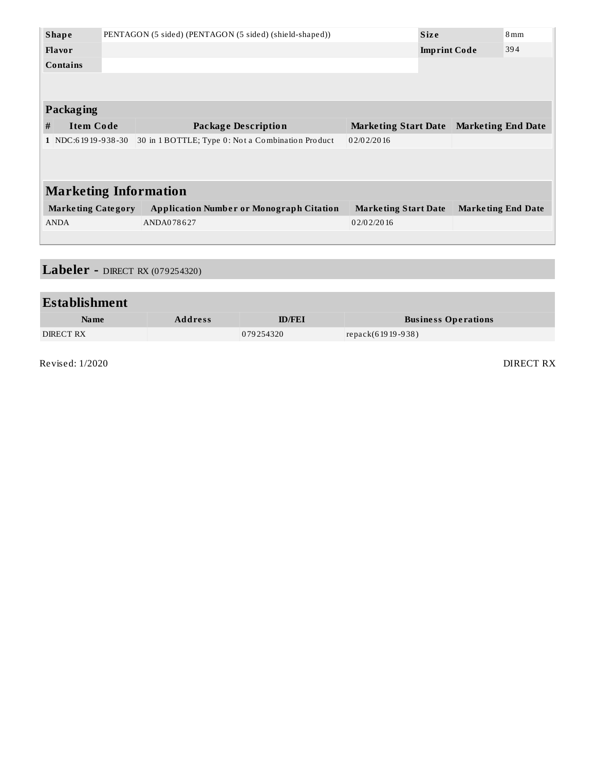| | | | |
|---|---|---|---|
| **Shape** | PENTAGON (5 sided) (PENTAGON (5 sided) (shield-shaped)) | **Size** | 8mm |
| **Flavor** | | **Imprint Code** | 394 |
| **Contains** | | | |

**Packaging**

| # | Item Code | Package Description | Marketing Start Date | Marketing End Date |
|---|---|---|---|---|
| 1 | NDC:61919-938-30 | 30 in 1 BOTTLE; Type 0: Not a Combination Product | 02/02/2016 | |

**Marketing Information**

| Marketing Category | Application Number or Monograph Citation | Marketing Start Date | Marketing End Date |
|---|---|---|---|
| ANDA | ANDA078627 | 02/02/2016 | |

**Labeler -** DIRECT RX (079254320)

**Establishment**

| Name | Address | ID/FEI | Business Operations |
|---|---|---|---|
| DIRECT RX | | 079254320 | repack(61919-938) |

Revised: 1/2020

DIRECT RX